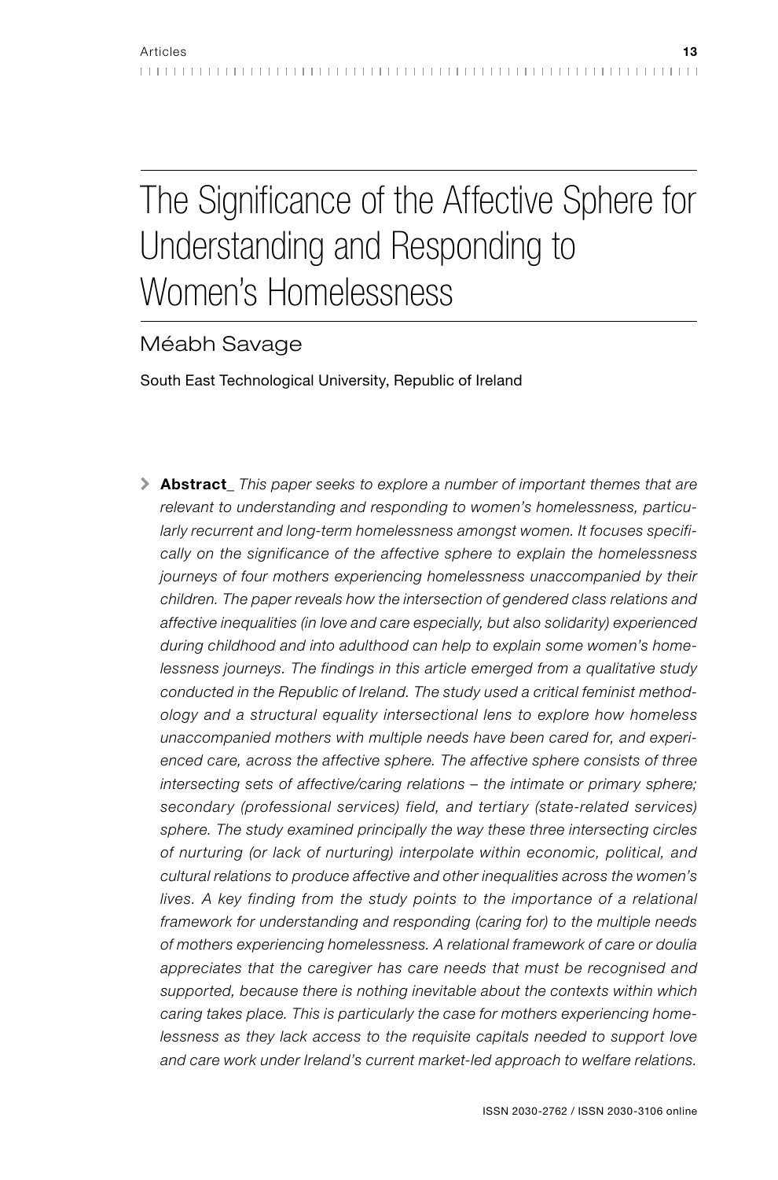# The Significance of the Affective Sphere for Understanding and Responding to Women's Homelessness

## Méabh Savage

South East Technological University, Republic of Ireland

> **Abstract\_** *This paper seeks to explore a number of important themes that are relevant to understanding and responding to women's homelessness, particularly recurrent and long-term homelessness amongst women. It focuses specifically on the significance of the affective sphere to explain the homelessness journeys of four mothers experiencing homelessness unaccompanied by their children. The paper reveals how the intersection of gendered class relations and affective inequalities (in love and care especially, but also solidarity) experienced during childhood and into adulthood can help to explain some women's homelessness journeys. The findings in this article emerged from a qualitative study conducted in the Republic of Ireland. The study used a critical feminist methodology and a structural equality intersectional lens to explore how homeless unaccompanied mothers with multiple needs have been cared for, and experienced care, across the affective sphere. The affective sphere consists of three intersecting sets of affective/caring relations – the intimate or primary sphere; secondary (professional services) field, and tertiary (state-related services) sphere. The study examined principally the way these three intersecting circles of nurturing (or lack of nurturing) interpolate within economic, political, and cultural relations to produce affective and other inequalities across the women's lives. A key finding from the study points to the importance of a relational framework for understanding and responding (caring for) to the multiple needs of mothers experiencing homelessness. A relational framework of care or doulia appreciates that the caregiver has care needs that must be recognised and supported, because there is nothing inevitable about the contexts within which caring takes place. This is particularly the case for mothers experiencing homelessness as they lack access to the requisite capitals needed to support love and care work under Ireland's current market-led approach to welfare relations.*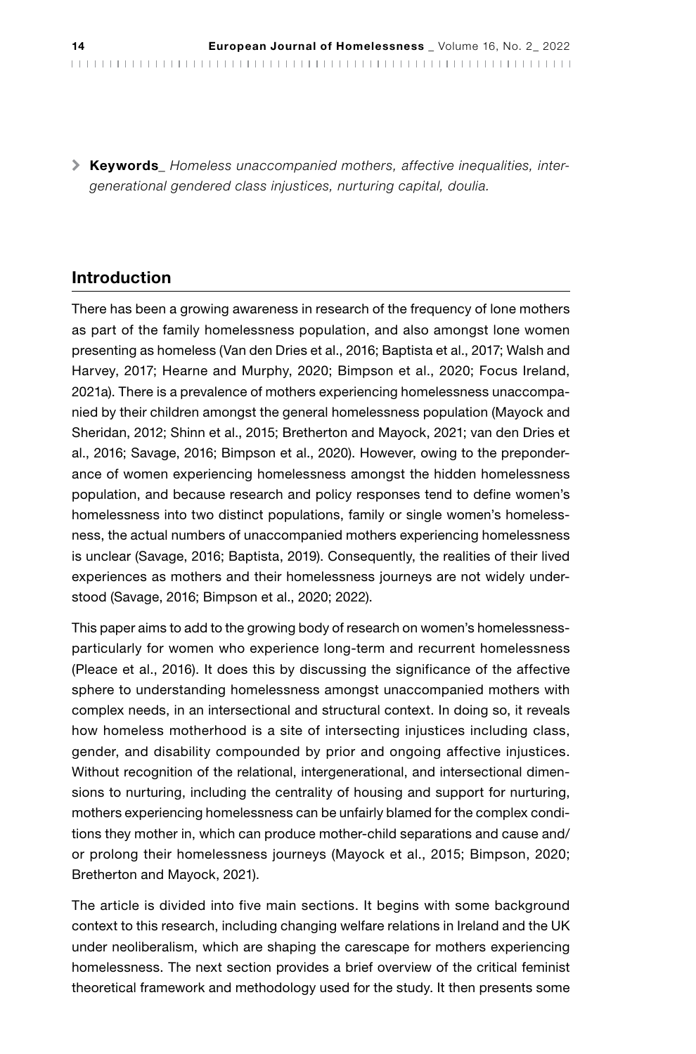**Keywords_** *Homeless unaccompanied mothers, affective inequalities, intergenerational gendered class injustices, nurturing capital, doulia.*

## Introduction

There has been a growing awareness in research of the frequency of lone mothers as part of the family homelessness population, and also amongst lone women presenting as homeless (Van den Dries et al., 2016; Baptista et al., 2017; Walsh and Harvey, 2017; Hearne and Murphy, 2020; Bimpson et al., 2020; Focus Ireland, 2021a). There is a prevalence of mothers experiencing homelessness unaccompanied by their children amongst the general homelessness population (Mayock and Sheridan, 2012; Shinn et al., 2015; Bretherton and Mayock, 2021; van den Dries et al., 2016; Savage, 2016; Bimpson et al., 2020). However, owing to the preponderance of women experiencing homelessness amongst the hidden homelessness population, and because research and policy responses tend to define women's homelessness into two distinct populations, family or single women's homelessness, the actual numbers of unaccompanied mothers experiencing homelessness is unclear (Savage, 2016; Baptista, 2019). Consequently, the realities of their lived experiences as mothers and their homelessness journeys are not widely understood (Savage, 2016; Bimpson et al., 2020; 2022).

This paper aims to add to the growing body of research on women's homelessness-particularly for women who experience long-term and recurrent homelessness (Pleace et al., 2016). It does this by discussing the significance of the affective sphere to understanding homelessness amongst unaccompanied mothers with complex needs, in an intersectional and structural context. In doing so, it reveals how homeless motherhood is a site of intersecting injustices including class, gender, and disability compounded by prior and ongoing affective injustices. Without recognition of the relational, intergenerational, and intersectional dimensions to nurturing, including the centrality of housing and support for nurturing, mothers experiencing homelessness can be unfairly blamed for the complex conditions they mother in, which can produce mother-child separations and cause and/or prolong their homelessness journeys (Mayock et al., 2015; Bimpson, 2020; Bretherton and Mayock, 2021).

The article is divided into five main sections. It begins with some background context to this research, including changing welfare relations in Ireland and the UK under neoliberalism, which are shaping the carescape for mothers experiencing homelessness. The next section provides a brief overview of the critical feminist theoretical framework and methodology used for the study. It then presents some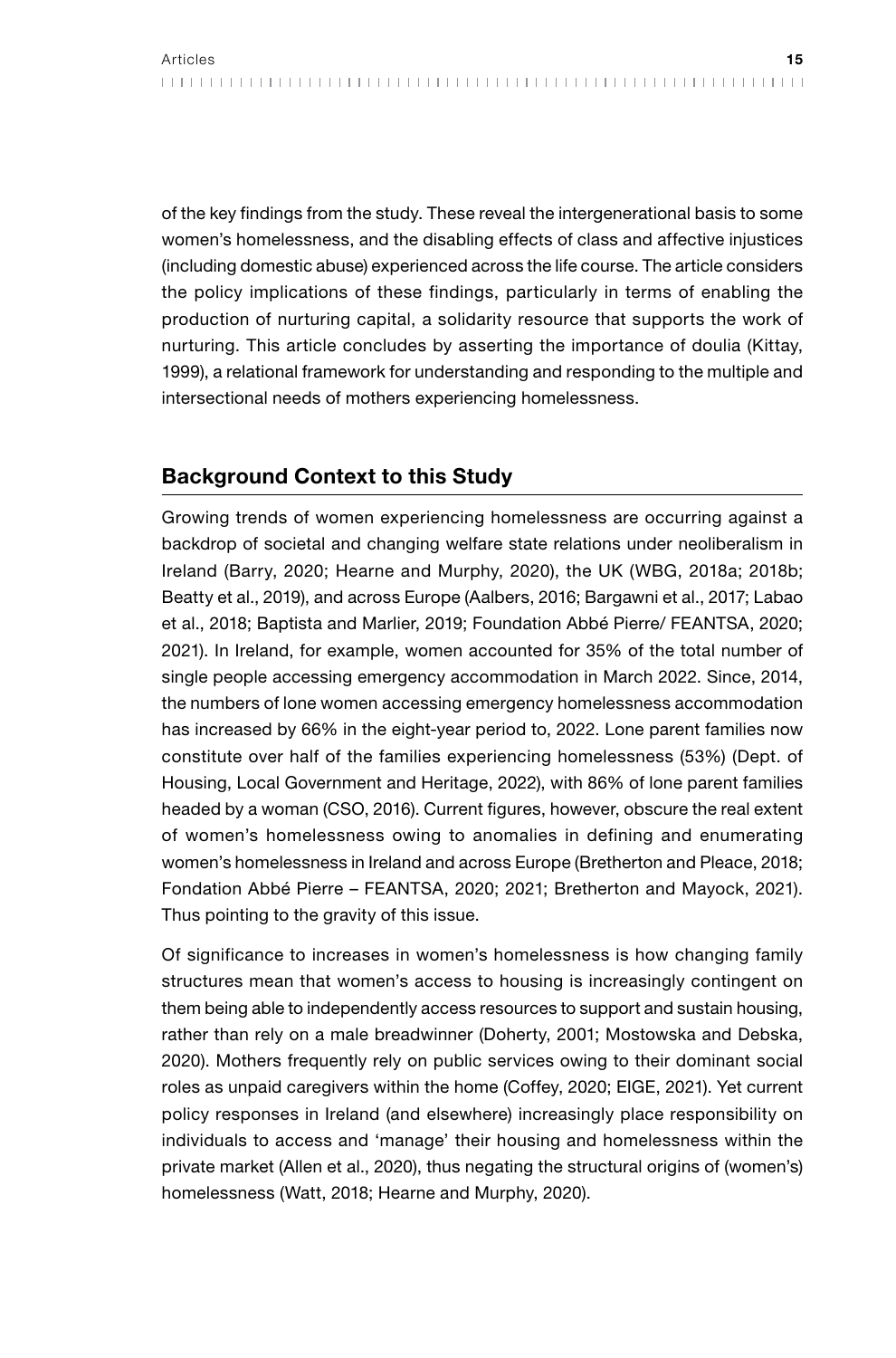of the key findings from the study. These reveal the intergenerational basis to some women's homelessness, and the disabling effects of class and affective injustices (including domestic abuse) experienced across the life course. The article considers the policy implications of these findings, particularly in terms of enabling the production of nurturing capital, a solidarity resource that supports the work of nurturing. This article concludes by asserting the importance of doulia (Kittay, 1999), a relational framework for understanding and responding to the multiple and intersectional needs of mothers experiencing homelessness.

## Background Context to this Study

Growing trends of women experiencing homelessness are occurring against a backdrop of societal and changing welfare state relations under neoliberalism in Ireland (Barry, 2020; Hearne and Murphy, 2020), the UK (WBG, 2018a; 2018b; Beatty et al., 2019), and across Europe (Aalbers, 2016; Bargawni et al., 2017; Labao et al., 2018; Baptista and Marlier, 2019; Foundation Abbé Pierre/ FEANTSA, 2020; 2021). In Ireland, for example, women accounted for 35% of the total number of single people accessing emergency accommodation in March 2022. Since, 2014, the numbers of lone women accessing emergency homelessness accommodation has increased by 66% in the eight-year period to, 2022. Lone parent families now constitute over half of the families experiencing homelessness (53%) (Dept. of Housing, Local Government and Heritage, 2022), with 86% of lone parent families headed by a woman (CSO, 2016). Current figures, however, obscure the real extent of women's homelessness owing to anomalies in defining and enumerating women's homelessness in Ireland and across Europe (Bretherton and Pleace, 2018; Fondation Abbé Pierre – FEANTSA, 2020; 2021; Bretherton and Mayock, 2021). Thus pointing to the gravity of this issue.

Of significance to increases in women's homelessness is how changing family structures mean that women's access to housing is increasingly contingent on them being able to independently access resources to support and sustain housing, rather than rely on a male breadwinner (Doherty, 2001; Mostowska and Debska, 2020). Mothers frequently rely on public services owing to their dominant social roles as unpaid caregivers within the home (Coffey, 2020; EIGE, 2021). Yet current policy responses in Ireland (and elsewhere) increasingly place responsibility on individuals to access and 'manage' their housing and homelessness within the private market (Allen et al., 2020), thus negating the structural origins of (women's) homelessness (Watt, 2018; Hearne and Murphy, 2020).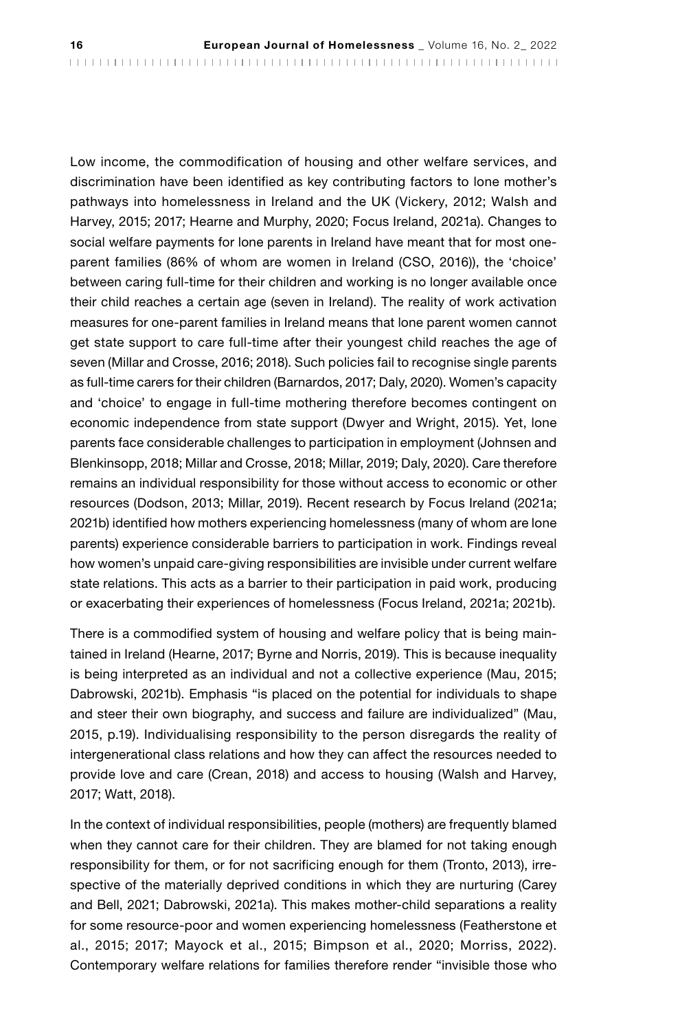Low income, the commodification of housing and other welfare services, and discrimination have been identified as key contributing factors to lone mother's pathways into homelessness in Ireland and the UK (Vickery, 2012; Walsh and Harvey, 2015; 2017; Hearne and Murphy, 2020; Focus Ireland, 2021a). Changes to social welfare payments for lone parents in Ireland have meant that for most one-parent families (86% of whom are women in Ireland (CSO, 2016)), the 'choice' between caring full-time for their children and working is no longer available once their child reaches a certain age (seven in Ireland). The reality of work activation measures for one-parent families in Ireland means that lone parent women cannot get state support to care full-time after their youngest child reaches the age of seven (Millar and Crosse, 2016; 2018). Such policies fail to recognise single parents as full-time carers for their children (Barnardos, 2017; Daly, 2020). Women's capacity and 'choice' to engage in full-time mothering therefore becomes contingent on economic independence from state support (Dwyer and Wright, 2015). Yet, lone parents face considerable challenges to participation in employment (Johnsen and Blenkinsopp, 2018; Millar and Crosse, 2018; Millar, 2019; Daly, 2020). Care therefore remains an individual responsibility for those without access to economic or other resources (Dodson, 2013; Millar, 2019). Recent research by Focus Ireland (2021a; 2021b) identified how mothers experiencing homelessness (many of whom are lone parents) experience considerable barriers to participation in work. Findings reveal how women's unpaid care-giving responsibilities are invisible under current welfare state relations. This acts as a barrier to their participation in paid work, producing or exacerbating their experiences of homelessness (Focus Ireland, 2021a; 2021b).

There is a commodified system of housing and welfare policy that is being maintained in Ireland (Hearne, 2017; Byrne and Norris, 2019). This is because inequality is being interpreted as an individual and not a collective experience (Mau, 2015; Dabrowski, 2021b). Emphasis "is placed on the potential for individuals to shape and steer their own biography, and success and failure are individualized" (Mau, 2015, p.19). Individualising responsibility to the person disregards the reality of intergenerational class relations and how they can affect the resources needed to provide love and care (Crean, 2018) and access to housing (Walsh and Harvey, 2017; Watt, 2018).

In the context of individual responsibilities, people (mothers) are frequently blamed when they cannot care for their children. They are blamed for not taking enough responsibility for them, or for not sacrificing enough for them (Tronto, 2013), irrespective of the materially deprived conditions in which they are nurturing (Carey and Bell, 2021; Dabrowski, 2021a). This makes mother-child separations a reality for some resource-poor and women experiencing homelessness (Featherstone et al., 2015; 2017; Mayock et al., 2015; Bimpson et al., 2020; Morriss, 2022). Contemporary welfare relations for families therefore render "invisible those who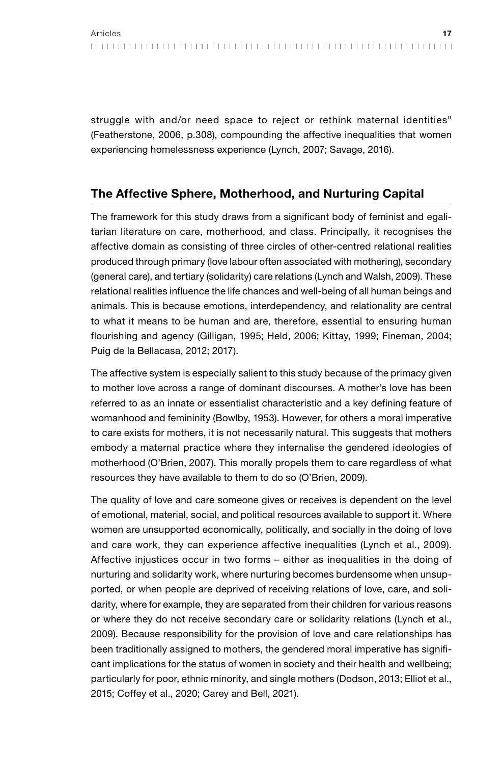struggle with and/or need space to reject or rethink maternal identities" (Featherstone, 2006, p.308), compounding the affective inequalities that women experiencing homelessness experience (Lynch, 2007; Savage, 2016).

## The Affective Sphere, Motherhood, and Nurturing Capital

The framework for this study draws from a significant body of feminist and egalitarian literature on care, motherhood, and class. Principally, it recognises the affective domain as consisting of three circles of other-centred relational realities produced through primary (love labour often associated with mothering), secondary (general care), and tertiary (solidarity) care relations (Lynch and Walsh, 2009). These relational realities influence the life chances and well-being of all human beings and animals. This is because emotions, interdependency, and relationality are central to what it means to be human and are, therefore, essential to ensuring human flourishing and agency (Gilligan, 1995; Held, 2006; Kittay, 1999; Fineman, 2004; Puig de la Bellacasa, 2012; 2017).

The affective system is especially salient to this study because of the primacy given to mother love across a range of dominant discourses. A mother's love has been referred to as an innate or essentialist characteristic and a key defining feature of womanhood and femininity (Bowlby, 1953). However, for others a moral imperative to care exists for mothers, it is not necessarily natural. This suggests that mothers embody a maternal practice where they internalise the gendered ideologies of motherhood (O'Brien, 2007). This morally propels them to care regardless of what resources they have available to them to do so (O'Brien, 2009).

The quality of love and care someone gives or receives is dependent on the level of emotional, material, social, and political resources available to support it. Where women are unsupported economically, politically, and socially in the doing of love and care work, they can experience affective inequalities (Lynch et al., 2009). Affective injustices occur in two forms – either as inequalities in the doing of nurturing and solidarity work, where nurturing becomes burdensome when unsupported, or when people are deprived of receiving relations of love, care, and solidarity, where for example, they are separated from their children for various reasons or where they do not receive secondary care or solidarity relations (Lynch et al., 2009). Because responsibility for the provision of love and care relationships has been traditionally assigned to mothers, the gendered moral imperative has significant implications for the status of women in society and their health and wellbeing; particularly for poor, ethnic minority, and single mothers (Dodson, 2013; Elliot et al., 2015; Coffey et al., 2020; Carey and Bell, 2021).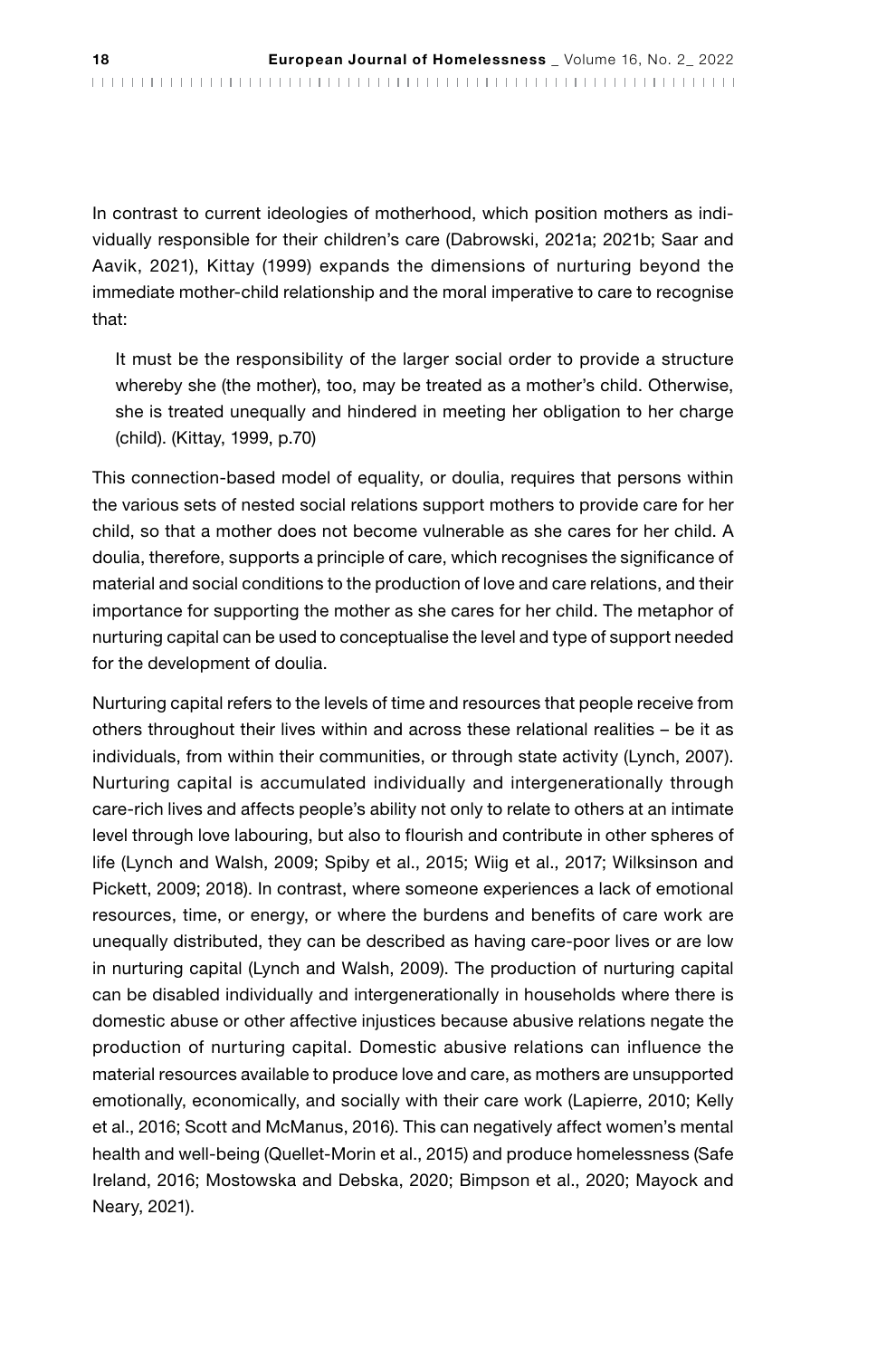In contrast to current ideologies of motherhood, which position mothers as individually responsible for their children's care (Dabrowski, 2021a; 2021b; Saar and Aavik, 2021), Kittay (1999) expands the dimensions of nurturing beyond the immediate mother-child relationship and the moral imperative to care to recognise that:

> It must be the responsibility of the larger social order to provide a structure whereby she (the mother), too, may be treated as a mother's child. Otherwise, she is treated unequally and hindered in meeting her obligation to her charge (child). (Kittay, 1999, p.70)

This connection-based model of equality, or doulia, requires that persons within the various sets of nested social relations support mothers to provide care for her child, so that a mother does not become vulnerable as she cares for her child. A doulia, therefore, supports a principle of care, which recognises the significance of material and social conditions to the production of love and care relations, and their importance for supporting the mother as she cares for her child. The metaphor of nurturing capital can be used to conceptualise the level and type of support needed for the development of doulia.

Nurturing capital refers to the levels of time and resources that people receive from others throughout their lives within and across these relational realities – be it as individuals, from within their communities, or through state activity (Lynch, 2007). Nurturing capital is accumulated individually and intergenerationally through care-rich lives and affects people's ability not only to relate to others at an intimate level through love labouring, but also to flourish and contribute in other spheres of life (Lynch and Walsh, 2009; Spiby et al., 2015; Wiig et al., 2017; Wilksinson and Pickett, 2009; 2018). In contrast, where someone experiences a lack of emotional resources, time, or energy, or where the burdens and benefits of care work are unequally distributed, they can be described as having care-poor lives or are low in nurturing capital (Lynch and Walsh, 2009). The production of nurturing capital can be disabled individually and intergenerationally in households where there is domestic abuse or other affective injustices because abusive relations negate the production of nurturing capital. Domestic abusive relations can influence the material resources available to produce love and care, as mothers are unsupported emotionally, economically, and socially with their care work (Lapierre, 2010; Kelly et al., 2016; Scott and McManus, 2016). This can negatively affect women's mental health and well-being (Quellet-Morin et al., 2015) and produce homelessness (Safe Ireland, 2016; Mostowska and Debska, 2020; Bimpson et al., 2020; Mayock and Neary, 2021).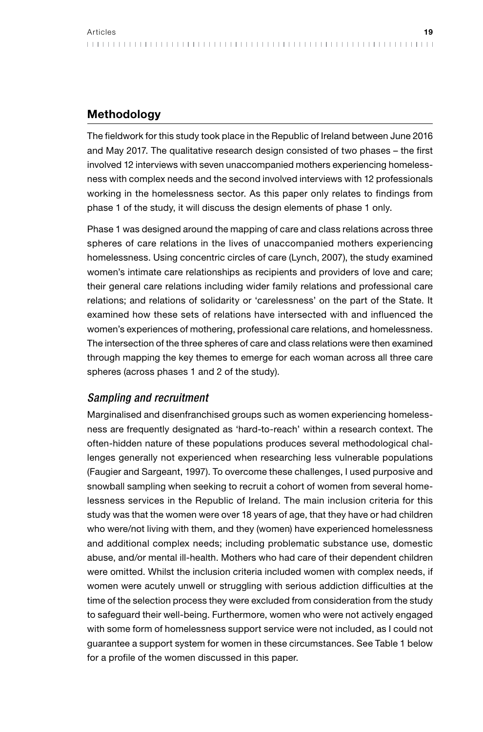## Methodology

The fieldwork for this study took place in the Republic of Ireland between June 2016 and May 2017. The qualitative research design consisted of two phases – the first involved 12 interviews with seven unaccompanied mothers experiencing homelessness with complex needs and the second involved interviews with 12 professionals working in the homelessness sector. As this paper only relates to findings from phase 1 of the study, it will discuss the design elements of phase 1 only.

Phase 1 was designed around the mapping of care and class relations across three spheres of care relations in the lives of unaccompanied mothers experiencing homelessness. Using concentric circles of care (Lynch, 2007), the study examined women's intimate care relationships as recipients and providers of love and care; their general care relations including wider family relations and professional care relations; and relations of solidarity or 'carelessness' on the part of the State. It examined how these sets of relations have intersected with and influenced the women's experiences of mothering, professional care relations, and homelessness. The intersection of the three spheres of care and class relations were then examined through mapping the key themes to emerge for each woman across all three care spheres (across phases 1 and 2 of the study).

### *Sampling and recruitment*

Marginalised and disenfranchised groups such as women experiencing homelessness are frequently designated as 'hard-to-reach' within a research context. The often-hidden nature of these populations produces several methodological challenges generally not experienced when researching less vulnerable populations (Faugier and Sargeant, 1997). To overcome these challenges, I used purposive and snowball sampling when seeking to recruit a cohort of women from several homelessness services in the Republic of Ireland. The main inclusion criteria for this study was that the women were over 18 years of age, that they have or had children who were/not living with them, and they (women) have experienced homelessness and additional complex needs; including problematic substance use, domestic abuse, and/or mental ill-health. Mothers who had care of their dependent children were omitted. Whilst the inclusion criteria included women with complex needs, if women were acutely unwell or struggling with serious addiction difficulties at the time of the selection process they were excluded from consideration from the study to safeguard their well-being. Furthermore, women who were not actively engaged with some form of homelessness support service were not included, as I could not guarantee a support system for women in these circumstances. See Table 1 below for a profile of the women discussed in this paper.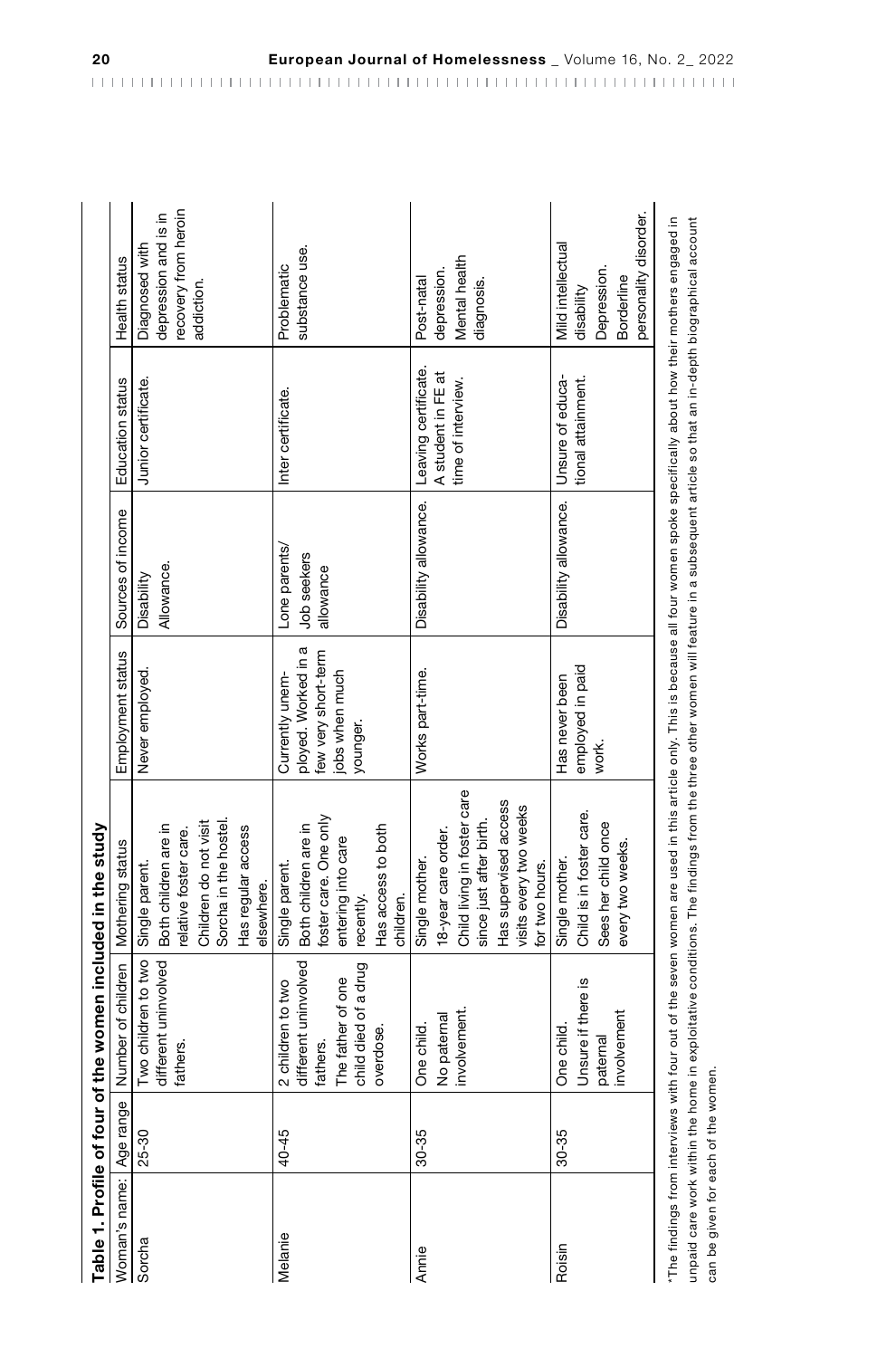**Table 1. Profile of four of the women included in the study**

| Woman's name: | Age range | Number of children | Mothering status | Employment status | Sources of income | Education status | Health status |
|---|---|---|---|---|---|---|---|
| Sorcha | 25-30 | Two children to two different uninvolved fathers. | Single parent. Both children are in relative foster care. Children do not visit Sorcha in the hostel. Has regular access elsewhere. | Never employed. | Disability Allowance. | Junior certificate. | Diagnosed with depression and is in recovery from heroin addiction. |
| Melanie | 40-45 | 2 children to two different uninvolved fathers. The father of one child died of a drug overdose. | Single parent. Both children are in foster care. One only entering into care recently. Has access to both children. | Currently unemployed. Worked in a few very short-term jobs when much younger. | Lone parents/ Job seekers allowance | Inter certificate. | Problematic substance use. |
| Annie | 30-35 | One child. No paternal involvement. | Single mother. 18-year care order. Child living in foster care since just after birth. Has supervised access visits every two weeks for two hours. | Works part-time. | Disability allowance. | Leaving certificate. A student in FE at time of interview. | Post-natal depression. Mental health diagnosis. |
| Roisin | 30-35 | One child. Unsure if there is paternal involvement | Single mother. Child is in foster care. Sees her child once every two weeks. | Has never been employed in paid work. | Disability allowance. | Unsure of educational attainment. | Mild intellectual disability Depression. Borderline personality disorder. |

*The findings from interviews with four out of the seven women are used in this article only. This is because all four women spoke specifically about how their mothers engaged in unpaid care work within the home in exploitative conditions. The findings from the three other women will feature in a subsequent article so that an in-depth biographical account can be given for each of the women.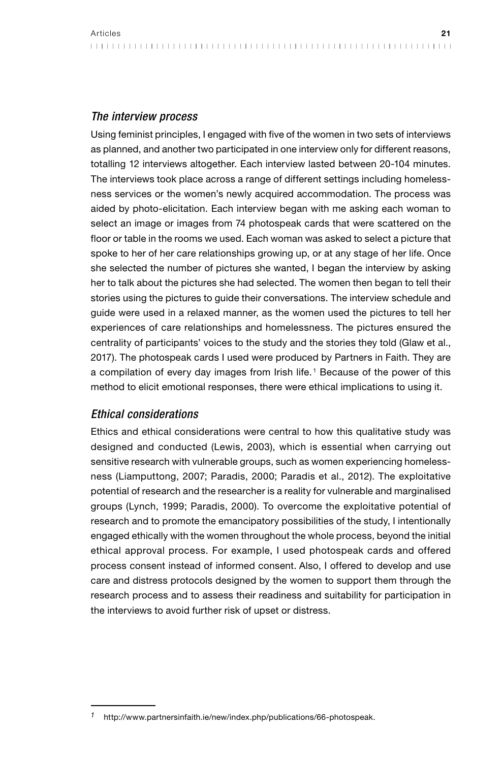### *The interview process*

Using feminist principles, I engaged with five of the women in two sets of interviews as planned, and another two participated in one interview only for different reasons, totalling 12 interviews altogether. Each interview lasted between 20-104 minutes. The interviews took place across a range of different settings including homelessness services or the women's newly acquired accommodation. The process was aided by photo-elicitation. Each interview began with me asking each woman to select an image or images from 74 photospeak cards that were scattered on the floor or table in the rooms we used. Each woman was asked to select a picture that spoke to her of her care relationships growing up, or at any stage of her life. Once she selected the number of pictures she wanted, I began the interview by asking her to talk about the pictures she had selected. The women then began to tell their stories using the pictures to guide their conversations. The interview schedule and guide were used in a relaxed manner, as the women used the pictures to tell her experiences of care relationships and homelessness. The pictures ensured the centrality of participants' voices to the study and the stories they told (Glaw et al., 2017). The photospeak cards I used were produced by Partners in Faith. They are a compilation of every day images from Irish life.[1] Because of the power of this method to elicit emotional responses, there were ethical implications to using it.

### *Ethical considerations*

Ethics and ethical considerations were central to how this qualitative study was designed and conducted (Lewis, 2003), which is essential when carrying out sensitive research with vulnerable groups, such as women experiencing homelessness (Liamputtong, 2007; Paradis, 2000; Paradis et al., 2012). The exploitative potential of research and the researcher is a reality for vulnerable and marginalised groups (Lynch, 1999; Paradis, 2000). To overcome the exploitative potential of research and to promote the emancipatory possibilities of the study, I intentionally engaged ethically with the women throughout the whole process, beyond the initial ethical approval process. For example, I used photospeak cards and offered process consent instead of informed consent. Also, I offered to develop and use care and distress protocols designed by the women to support them through the research process and to assess their readiness and suitability for participation in the interviews to avoid further risk of upset or distress.

---

[1] http://www.partnersinfaith.ie/new/index.php/publications/66-photospeak.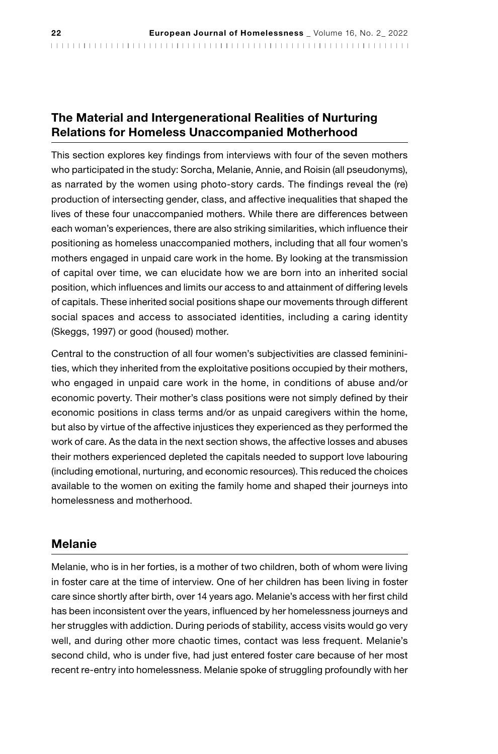## The Material and Intergenerational Realities of Nurturing Relations for Homeless Unaccompanied Motherhood

This section explores key findings from interviews with four of the seven mothers who participated in the study: Sorcha, Melanie, Annie, and Roisin (all pseudonyms), as narrated by the women using photo-story cards. The findings reveal the (re) production of intersecting gender, class, and affective inequalities that shaped the lives of these four unaccompanied mothers. While there are differences between each woman's experiences, there are also striking similarities, which influence their positioning as homeless unaccompanied mothers, including that all four women's mothers engaged in unpaid care work in the home. By looking at the transmission of capital over time, we can elucidate how we are born into an inherited social position, which influences and limits our access to and attainment of differing levels of capitals. These inherited social positions shape our movements through different social spaces and access to associated identities, including a caring identity (Skeggs, 1997) or good (housed) mother.

Central to the construction of all four women's subjectivities are classed femininities, which they inherited from the exploitative positions occupied by their mothers, who engaged in unpaid care work in the home, in conditions of abuse and/or economic poverty. Their mother's class positions were not simply defined by their economic positions in class terms and/or as unpaid caregivers within the home, but also by virtue of the affective injustices they experienced as they performed the work of care. As the data in the next section shows, the affective losses and abuses their mothers experienced depleted the capitals needed to support love labouring (including emotional, nurturing, and economic resources). This reduced the choices available to the women on exiting the family home and shaped their journeys into homelessness and motherhood.

## Melanie

Melanie, who is in her forties, is a mother of two children, both of whom were living in foster care at the time of interview. One of her children has been living in foster care since shortly after birth, over 14 years ago. Melanie's access with her first child has been inconsistent over the years, influenced by her homelessness journeys and her struggles with addiction. During periods of stability, access visits would go very well, and during other more chaotic times, contact was less frequent. Melanie's second child, who is under five, had just entered foster care because of her most recent re-entry into homelessness. Melanie spoke of struggling profoundly with her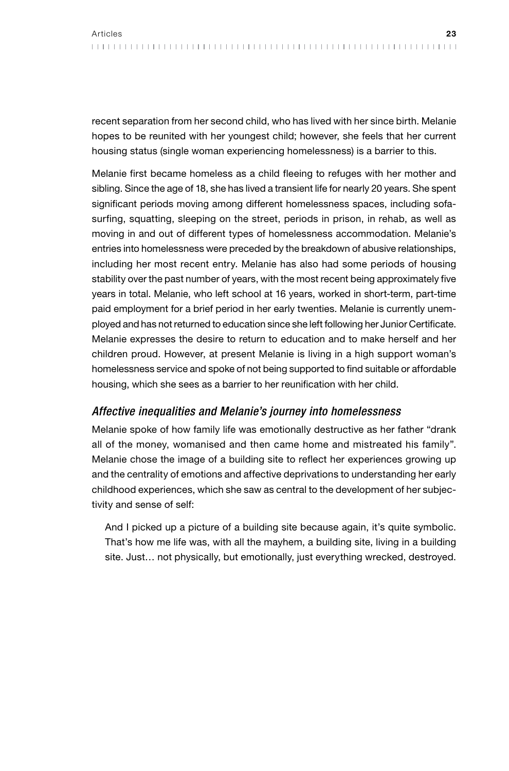recent separation from her second child, who has lived with her since birth. Melanie hopes to be reunited with her youngest child; however, she feels that her current housing status (single woman experiencing homelessness) is a barrier to this.

Melanie first became homeless as a child fleeing to refuges with her mother and sibling. Since the age of 18, she has lived a transient life for nearly 20 years. She spent significant periods moving among different homelessness spaces, including sofa-surfing, squatting, sleeping on the street, periods in prison, in rehab, as well as moving in and out of different types of homelessness accommodation. Melanie's entries into homelessness were preceded by the breakdown of abusive relationships, including her most recent entry. Melanie has also had some periods of housing stability over the past number of years, with the most recent being approximately five years in total. Melanie, who left school at 16 years, worked in short-term, part-time paid employment for a brief period in her early twenties. Melanie is currently unemployed and has not returned to education since she left following her Junior Certificate. Melanie expresses the desire to return to education and to make herself and her children proud. However, at present Melanie is living in a high support woman's homelessness service and spoke of not being supported to find suitable or affordable housing, which she sees as a barrier to her reunification with her child.

### *Affective inequalities and Melanie's journey into homelessness*

Melanie spoke of how family life was emotionally destructive as her father "drank all of the money, womanised and then came home and mistreated his family". Melanie chose the image of a building site to reflect her experiences growing up and the centrality of emotions and affective deprivations to understanding her early childhood experiences, which she saw as central to the development of her subjectivity and sense of self:

> And I picked up a picture of a building site because again, it's quite symbolic. That's how me life was, with all the mayhem, a building site, living in a building site. Just… not physically, but emotionally, just everything wrecked, destroyed.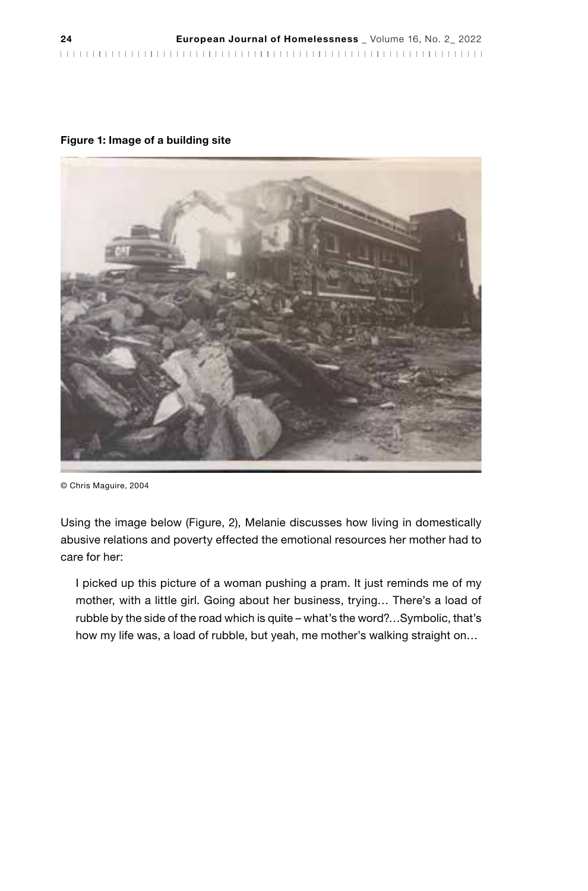**Figure 1: Image of a building site**

© Chris Maguire, 2004

Using the image below (Figure, 2), Melanie discusses how living in domestically abusive relations and poverty effected the emotional resources her mother had to care for her:

> I picked up this picture of a woman pushing a pram. It just reminds me of my mother, with a little girl. Going about her business, trying… There's a load of rubble by the side of the road which is quite – what's the word?…Symbolic, that's how my life was, a load of rubble, but yeah, me mother's walking straight on…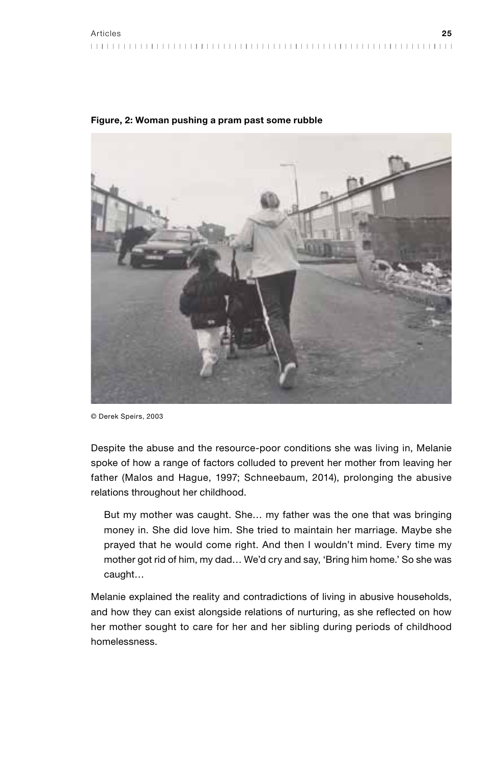**Figure, 2: Woman pushing a pram past some rubble**

© Derek Speirs, 2003

Despite the abuse and the resource-poor conditions she was living in, Melanie spoke of how a range of factors colluded to prevent her mother from leaving her father (Malos and Hague, 1997; Schneebaum, 2014), prolonging the abusive relations throughout her childhood.

> But my mother was caught. She… my father was the one that was bringing money in. She did love him. She tried to maintain her marriage. Maybe she prayed that he would come right. And then I wouldn't mind. Every time my mother got rid of him, my dad… We'd cry and say, 'Bring him home.' So she was caught…

Melanie explained the reality and contradictions of living in abusive households, and how they can exist alongside relations of nurturing, as she reflected on how her mother sought to care for her and her sibling during periods of childhood homelessness.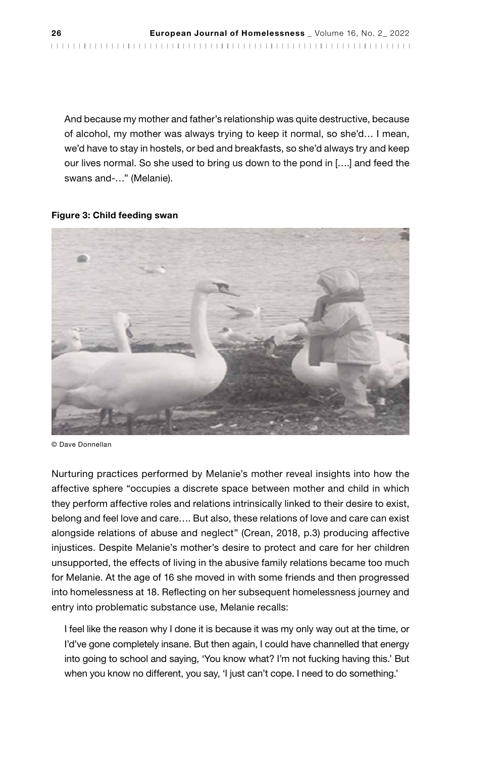And because my mother and father's relationship was quite destructive, because of alcohol, my mother was always trying to keep it normal, so she'd… I mean, we'd have to stay in hostels, or bed and breakfasts, so she'd always try and keep our lives normal. So she used to bring us down to the pond in [….] and feed the swans and-…" (Melanie).

**Figure 3: Child feeding swan**

© Dave Donnellan

Nurturing practices performed by Melanie's mother reveal insights into how the affective sphere "occupies a discrete space between mother and child in which they perform affective roles and relations intrinsically linked to their desire to exist, belong and feel love and care…. But also, these relations of love and care can exist alongside relations of abuse and neglect" (Crean, 2018, p.3) producing affective injustices. Despite Melanie's mother's desire to protect and care for her children unsupported, the effects of living in the abusive family relations became too much for Melanie. At the age of 16 she moved in with some friends and then progressed into homelessness at 18. Reflecting on her subsequent homelessness journey and entry into problematic substance use, Melanie recalls:

I feel like the reason why I done it is because it was my only way out at the time, or I'd've gone completely insane. But then again, I could have channelled that energy into going to school and saying, 'You know what? I'm not fucking having this.' But when you know no different, you say, 'I just can't cope. I need to do something.'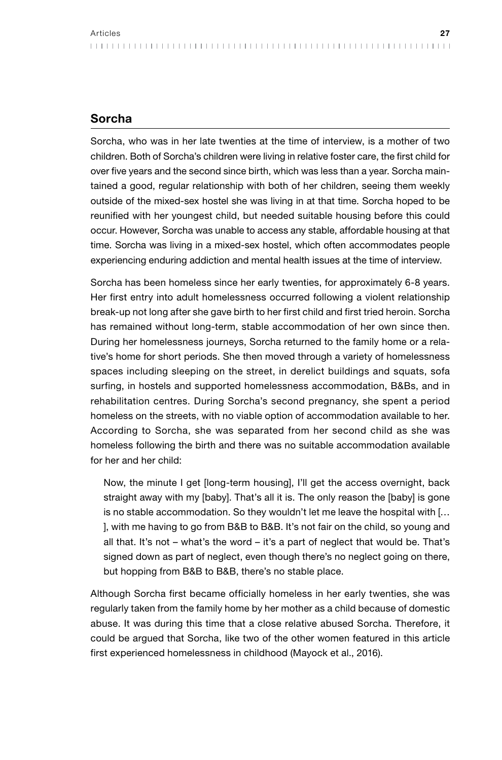## Sorcha

Sorcha, who was in her late twenties at the time of interview, is a mother of two children. Both of Sorcha's children were living in relative foster care, the first child for over five years and the second since birth, which was less than a year. Sorcha maintained a good, regular relationship with both of her children, seeing them weekly outside of the mixed-sex hostel she was living in at that time. Sorcha hoped to be reunified with her youngest child, but needed suitable housing before this could occur. However, Sorcha was unable to access any stable, affordable housing at that time. Sorcha was living in a mixed-sex hostel, which often accommodates people experiencing enduring addiction and mental health issues at the time of interview.

Sorcha has been homeless since her early twenties, for approximately 6-8 years. Her first entry into adult homelessness occurred following a violent relationship break-up not long after she gave birth to her first child and first tried heroin. Sorcha has remained without long-term, stable accommodation of her own since then. During her homelessness journeys, Sorcha returned to the family home or a relative's home for short periods. She then moved through a variety of homelessness spaces including sleeping on the street, in derelict buildings and squats, sofa surfing, in hostels and supported homelessness accommodation, B&Bs, and in rehabilitation centres. During Sorcha's second pregnancy, she spent a period homeless on the streets, with no viable option of accommodation available to her. According to Sorcha, she was separated from her second child as she was homeless following the birth and there was no suitable accommodation available for her and her child:

> Now, the minute I get [long-term housing], I'll get the access overnight, back straight away with my [baby]. That's all it is. The only reason the [baby] is gone is no stable accommodation. So they wouldn't let me leave the hospital with […], with me having to go from B&B to B&B. It's not fair on the child, so young and all that. It's not – what's the word – it's a part of neglect that would be. That's signed down as part of neglect, even though there's no neglect going on there, but hopping from B&B to B&B, there's no stable place.

Although Sorcha first became officially homeless in her early twenties, she was regularly taken from the family home by her mother as a child because of domestic abuse. It was during this time that a close relative abused Sorcha. Therefore, it could be argued that Sorcha, like two of the other women featured in this article first experienced homelessness in childhood (Mayock et al., 2016).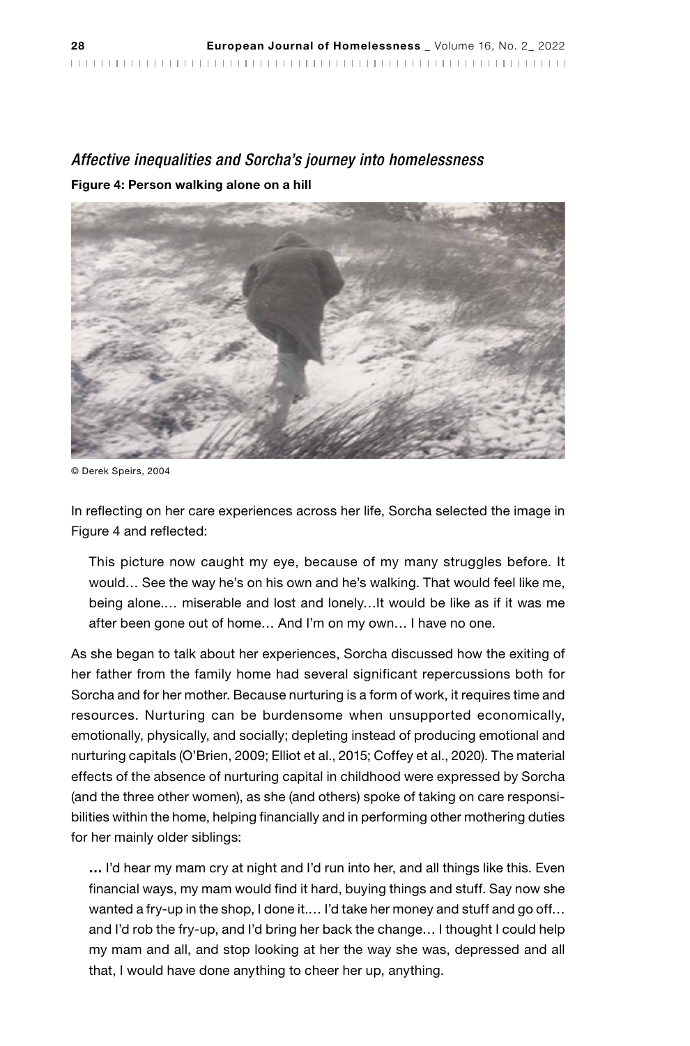### *Affective inequalities and Sorcha's journey into homelessness*

**Figure 4: Person walking alone on a hill**

© Derek Speirs, 2004

In reflecting on her care experiences across her life, Sorcha selected the image in Figure 4 and reflected:

> This picture now caught my eye, because of my many struggles before. It would… See the way he's on his own and he's walking. That would feel like me, being alone.… miserable and lost and lonely…It would be like as if it was me after been gone out of home… And I'm on my own… I have no one.

As she began to talk about her experiences, Sorcha discussed how the exiting of her father from the family home had several significant repercussions both for Sorcha and for her mother. Because nurturing is a form of work, it requires time and resources. Nurturing can be burdensome when unsupported economically, emotionally, physically, and socially; depleting instead of producing emotional and nurturing capitals (O'Brien, 2009; Elliot et al., 2015; Coffey et al., 2020). The material effects of the absence of nurturing capital in childhood were expressed by Sorcha (and the three other women), as she (and others) spoke of taking on care responsibilities within the home, helping financially and in performing other mothering duties for her mainly older siblings:

> **…** I'd hear my mam cry at night and I'd run into her, and all things like this. Even financial ways, my mam would find it hard, buying things and stuff. Say now she wanted a fry-up in the shop, I done it.… I'd take her money and stuff and go off… and I'd rob the fry-up, and I'd bring her back the change… I thought I could help my mam and all, and stop looking at her the way she was, depressed and all that, I would have done anything to cheer her up, anything.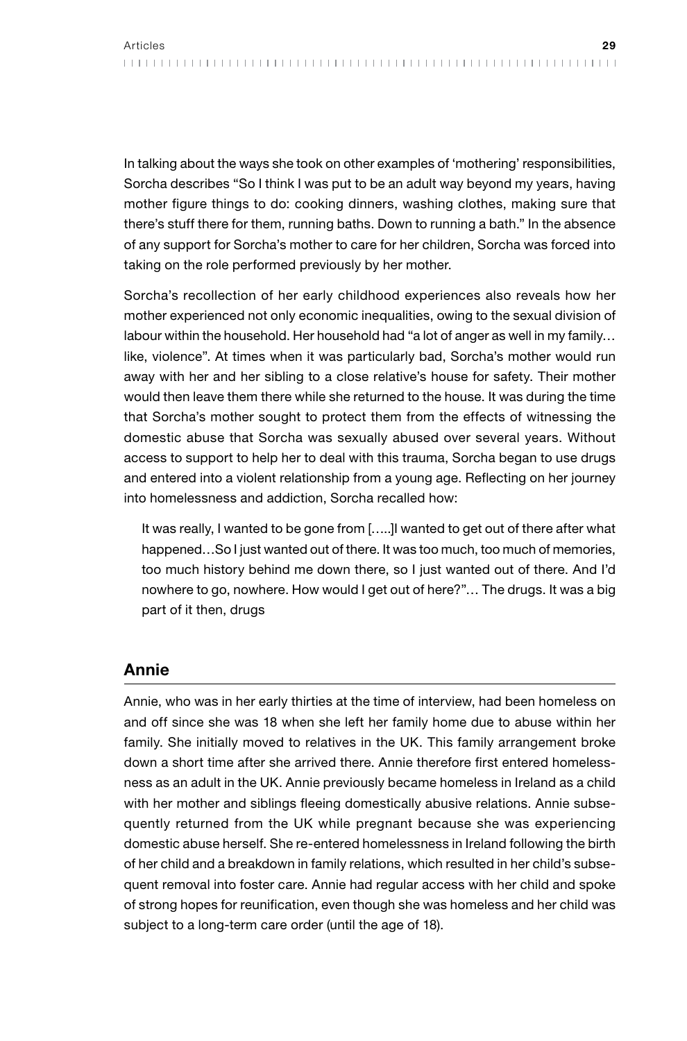In talking about the ways she took on other examples of 'mothering' responsibilities, Sorcha describes "So I think I was put to be an adult way beyond my years, having mother figure things to do: cooking dinners, washing clothes, making sure that there's stuff there for them, running baths. Down to running a bath." In the absence of any support for Sorcha's mother to care for her children, Sorcha was forced into taking on the role performed previously by her mother.

Sorcha's recollection of her early childhood experiences also reveals how her mother experienced not only economic inequalities, owing to the sexual division of labour within the household. Her household had "a lot of anger as well in my family… like, violence". At times when it was particularly bad, Sorcha's mother would run away with her and her sibling to a close relative's house for safety. Their mother would then leave them there while she returned to the house. It was during the time that Sorcha's mother sought to protect them from the effects of witnessing the domestic abuse that Sorcha was sexually abused over several years. Without access to support to help her to deal with this trauma, Sorcha began to use drugs and entered into a violent relationship from a young age. Reflecting on her journey into homelessness and addiction, Sorcha recalled how:

> It was really, I wanted to be gone from […..]I wanted to get out of there after what happened…So I just wanted out of there. It was too much, too much of memories, too much history behind me down there, so I just wanted out of there. And I'd nowhere to go, nowhere. How would I get out of here?"… The drugs. It was a big part of it then, drugs

## Annie

Annie, who was in her early thirties at the time of interview, had been homeless on and off since she was 18 when she left her family home due to abuse within her family. She initially moved to relatives in the UK. This family arrangement broke down a short time after she arrived there. Annie therefore first entered homelessness as an adult in the UK. Annie previously became homeless in Ireland as a child with her mother and siblings fleeing domestically abusive relations. Annie subsequently returned from the UK while pregnant because she was experiencing domestic abuse herself. She re-entered homelessness in Ireland following the birth of her child and a breakdown in family relations, which resulted in her child's subsequent removal into foster care. Annie had regular access with her child and spoke of strong hopes for reunification, even though she was homeless and her child was subject to a long-term care order (until the age of 18).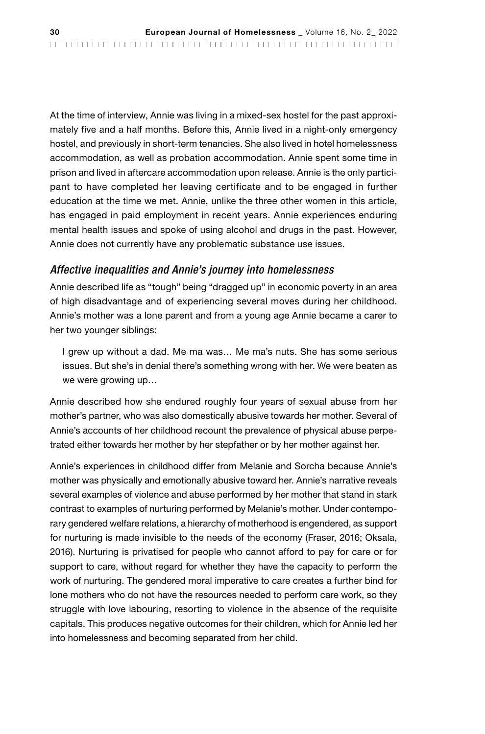At the time of interview, Annie was living in a mixed-sex hostel for the past approximately five and a half months. Before this, Annie lived in a night-only emergency hostel, and previously in short-term tenancies. She also lived in hotel homelessness accommodation, as well as probation accommodation. Annie spent some time in prison and lived in aftercare accommodation upon release. Annie is the only participant to have completed her leaving certificate and to be engaged in further education at the time we met. Annie, unlike the three other women in this article, has engaged in paid employment in recent years. Annie experiences enduring mental health issues and spoke of using alcohol and drugs in the past. However, Annie does not currently have any problematic substance use issues.

### *Affective inequalities and Annie's journey into homelessness*

Annie described life as "tough" being "dragged up" in economic poverty in an area of high disadvantage and of experiencing several moves during her childhood. Annie's mother was a lone parent and from a young age Annie became a carer to her two younger siblings:

> I grew up without a dad. Me ma was… Me ma's nuts. She has some serious issues. But she's in denial there's something wrong with her. We were beaten as we were growing up…

Annie described how she endured roughly four years of sexual abuse from her mother's partner, who was also domestically abusive towards her mother. Several of Annie's accounts of her childhood recount the prevalence of physical abuse perpetrated either towards her mother by her stepfather or by her mother against her.

Annie's experiences in childhood differ from Melanie and Sorcha because Annie's mother was physically and emotionally abusive toward her. Annie's narrative reveals several examples of violence and abuse performed by her mother that stand in stark contrast to examples of nurturing performed by Melanie's mother. Under contemporary gendered welfare relations, a hierarchy of motherhood is engendered, as support for nurturing is made invisible to the needs of the economy (Fraser, 2016; Oksala, 2016). Nurturing is privatised for people who cannot afford to pay for care or for support to care, without regard for whether they have the capacity to perform the work of nurturing. The gendered moral imperative to care creates a further bind for lone mothers who do not have the resources needed to perform care work, so they struggle with love labouring, resorting to violence in the absence of the requisite capitals. This produces negative outcomes for their children, which for Annie led her into homelessness and becoming separated from her child.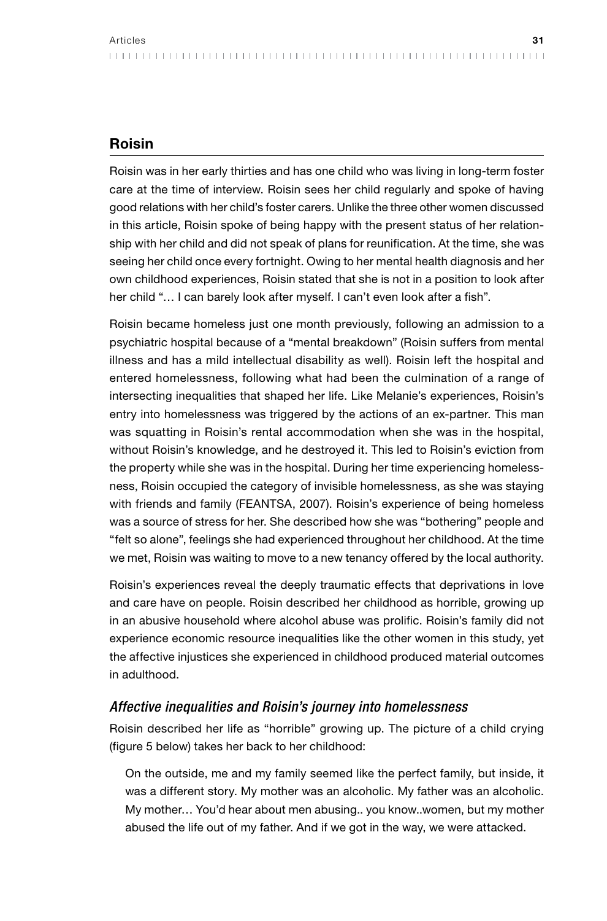## Roisin

Roisin was in her early thirties and has one child who was living in long-term foster care at the time of interview. Roisin sees her child regularly and spoke of having good relations with her child's foster carers. Unlike the three other women discussed in this article, Roisin spoke of being happy with the present status of her relationship with her child and did not speak of plans for reunification. At the time, she was seeing her child once every fortnight. Owing to her mental health diagnosis and her own childhood experiences, Roisin stated that she is not in a position to look after her child "… I can barely look after myself. I can't even look after a fish".

Roisin became homeless just one month previously, following an admission to a psychiatric hospital because of a "mental breakdown" (Roisin suffers from mental illness and has a mild intellectual disability as well). Roisin left the hospital and entered homelessness, following what had been the culmination of a range of intersecting inequalities that shaped her life. Like Melanie's experiences, Roisin's entry into homelessness was triggered by the actions of an ex-partner. This man was squatting in Roisin's rental accommodation when she was in the hospital, without Roisin's knowledge, and he destroyed it. This led to Roisin's eviction from the property while she was in the hospital. During her time experiencing homelessness, Roisin occupied the category of invisible homelessness, as she was staying with friends and family (FEANTSA, 2007). Roisin's experience of being homeless was a source of stress for her. She described how she was "bothering" people and "felt so alone", feelings she had experienced throughout her childhood. At the time we met, Roisin was waiting to move to a new tenancy offered by the local authority.

Roisin's experiences reveal the deeply traumatic effects that deprivations in love and care have on people. Roisin described her childhood as horrible, growing up in an abusive household where alcohol abuse was prolific. Roisin's family did not experience economic resource inequalities like the other women in this study, yet the affective injustices she experienced in childhood produced material outcomes in adulthood.

### *Affective inequalities and Roisin's journey into homelessness*

Roisin described her life as "horrible" growing up. The picture of a child crying (figure 5 below) takes her back to her childhood:

> On the outside, me and my family seemed like the perfect family, but inside, it was a different story. My mother was an alcoholic. My father was an alcoholic. My mother… You'd hear about men abusing.. you know..women, but my mother abused the life out of my father. And if we got in the way, we were attacked.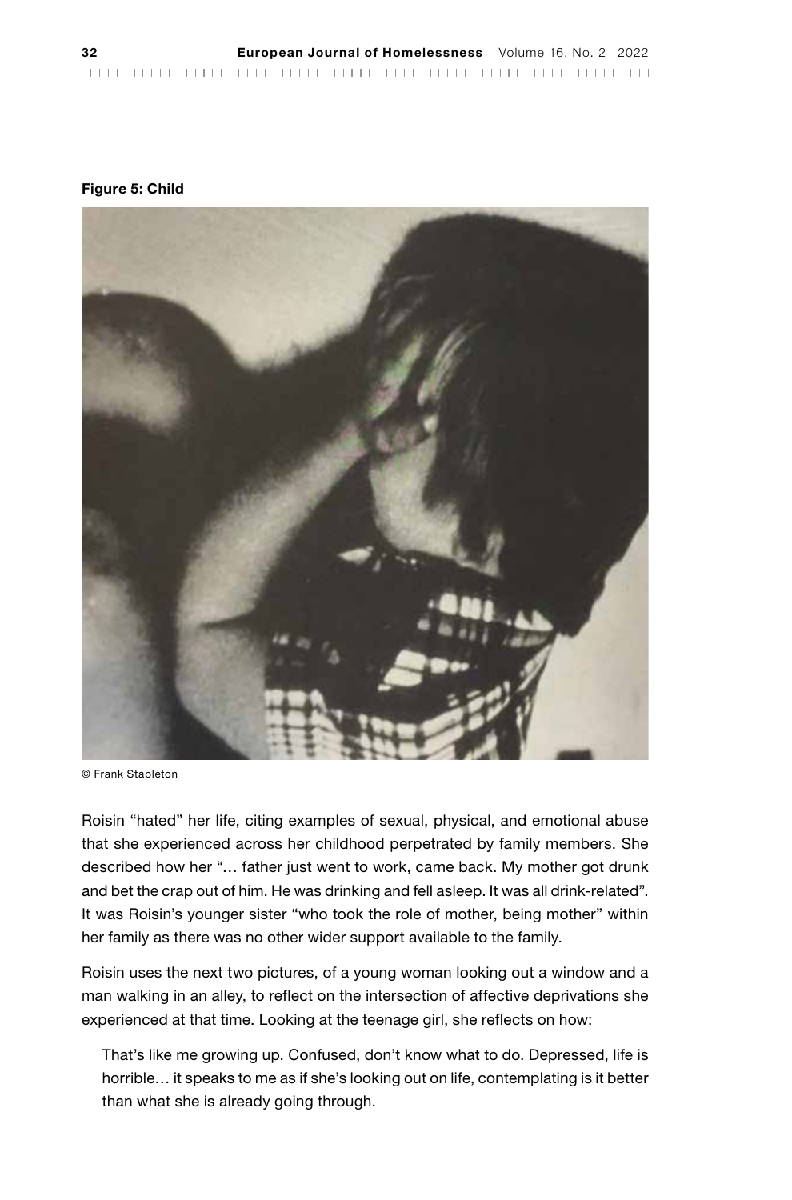**Figure 5: Child**

© Frank Stapleton

Roisin "hated" her life, citing examples of sexual, physical, and emotional abuse that she experienced across her childhood perpetrated by family members. She described how her "… father just went to work, came back. My mother got drunk and bet the crap out of him. He was drinking and fell asleep. It was all drink-related". It was Roisin's younger sister "who took the role of mother, being mother" within her family as there was no other wider support available to the family.

Roisin uses the next two pictures, of a young woman looking out a window and a man walking in an alley, to reflect on the intersection of affective deprivations she experienced at that time. Looking at the teenage girl, she reflects on how:

> That's like me growing up. Confused, don't know what to do. Depressed, life is horrible… it speaks to me as if she's looking out on life, contemplating is it better than what she is already going through.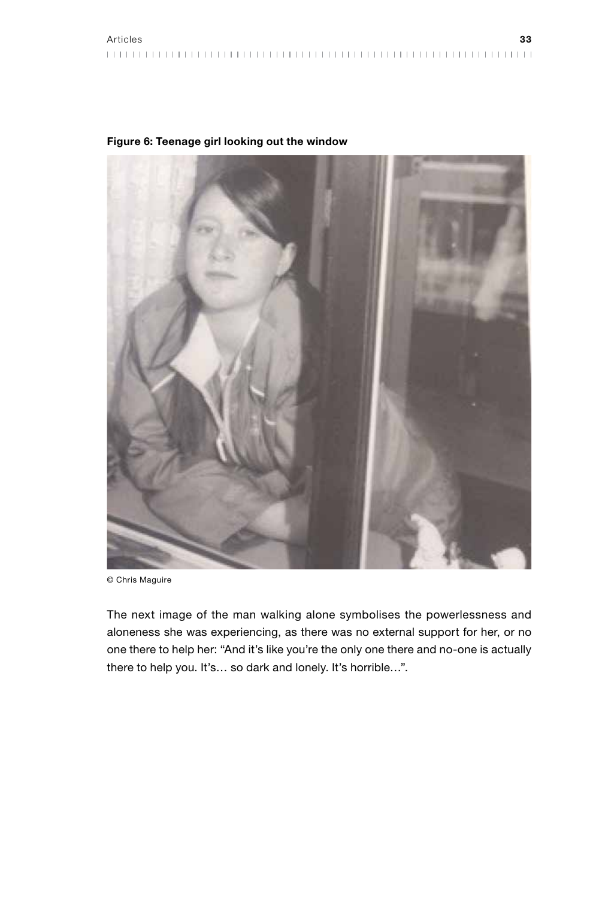**Figure 6: Teenage girl looking out the window**

© Chris Maguire

The next image of the man walking alone symbolises the powerlessness and aloneness she was experiencing, as there was no external support for her, or no one there to help her: "And it's like you're the only one there and no-one is actually there to help you. It's… so dark and lonely. It's horrible…".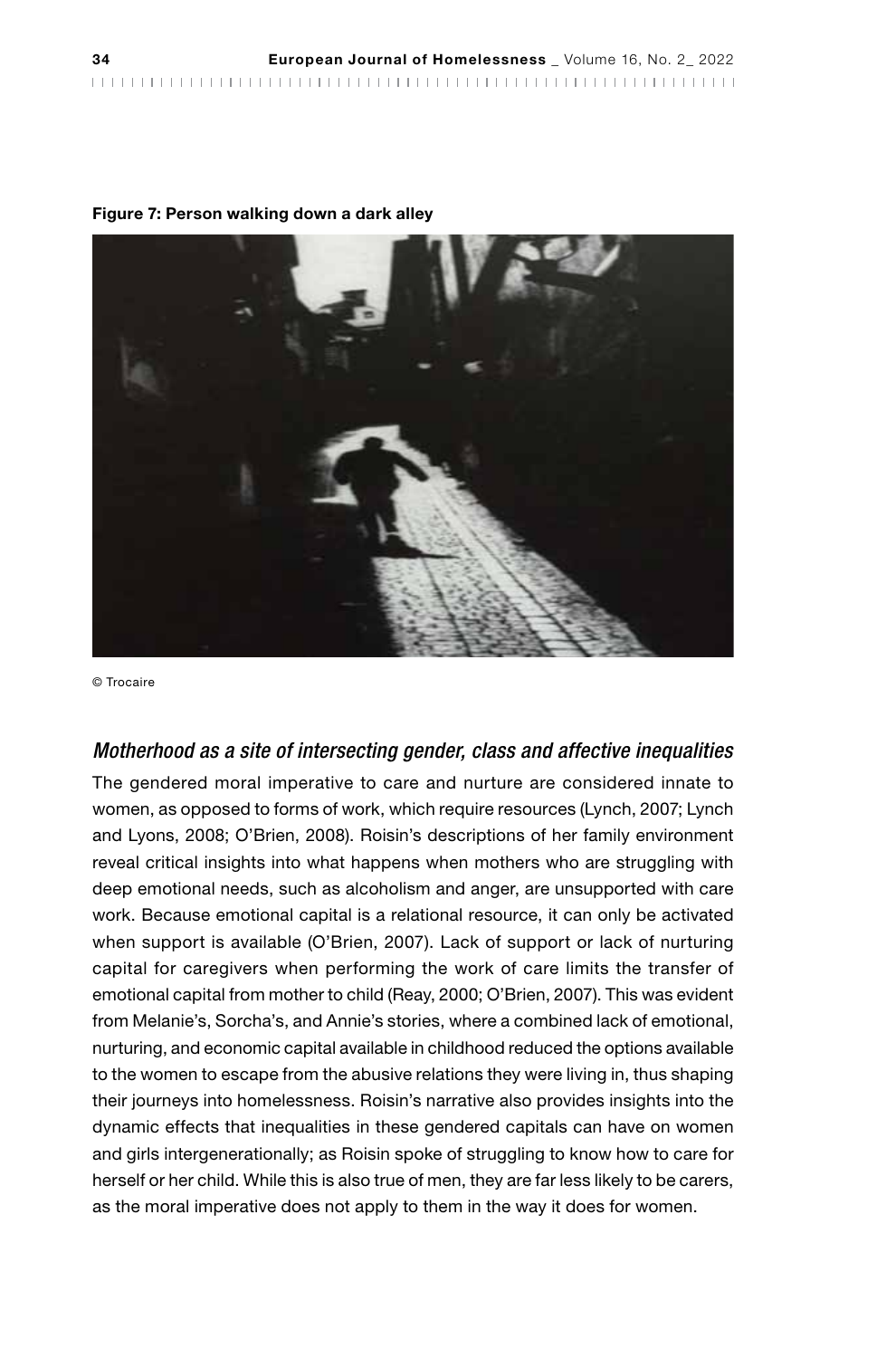**Figure 7: Person walking down a dark alley**

© Trocaire

### *Motherhood as a site of intersecting gender, class and affective inequalities*

The gendered moral imperative to care and nurture are considered innate to women, as opposed to forms of work, which require resources (Lynch, 2007; Lynch and Lyons, 2008; O'Brien, 2008). Roisin's descriptions of her family environment reveal critical insights into what happens when mothers who are struggling with deep emotional needs, such as alcoholism and anger, are unsupported with care work. Because emotional capital is a relational resource, it can only be activated when support is available (O'Brien, 2007). Lack of support or lack of nurturing capital for caregivers when performing the work of care limits the transfer of emotional capital from mother to child (Reay, 2000; O'Brien, 2007). This was evident from Melanie's, Sorcha's, and Annie's stories, where a combined lack of emotional, nurturing, and economic capital available in childhood reduced the options available to the women to escape from the abusive relations they were living in, thus shaping their journeys into homelessness. Roisin's narrative also provides insights into the dynamic effects that inequalities in these gendered capitals can have on women and girls intergenerationally; as Roisin spoke of struggling to know how to care for herself or her child. While this is also true of men, they are far less likely to be carers, as the moral imperative does not apply to them in the way it does for women.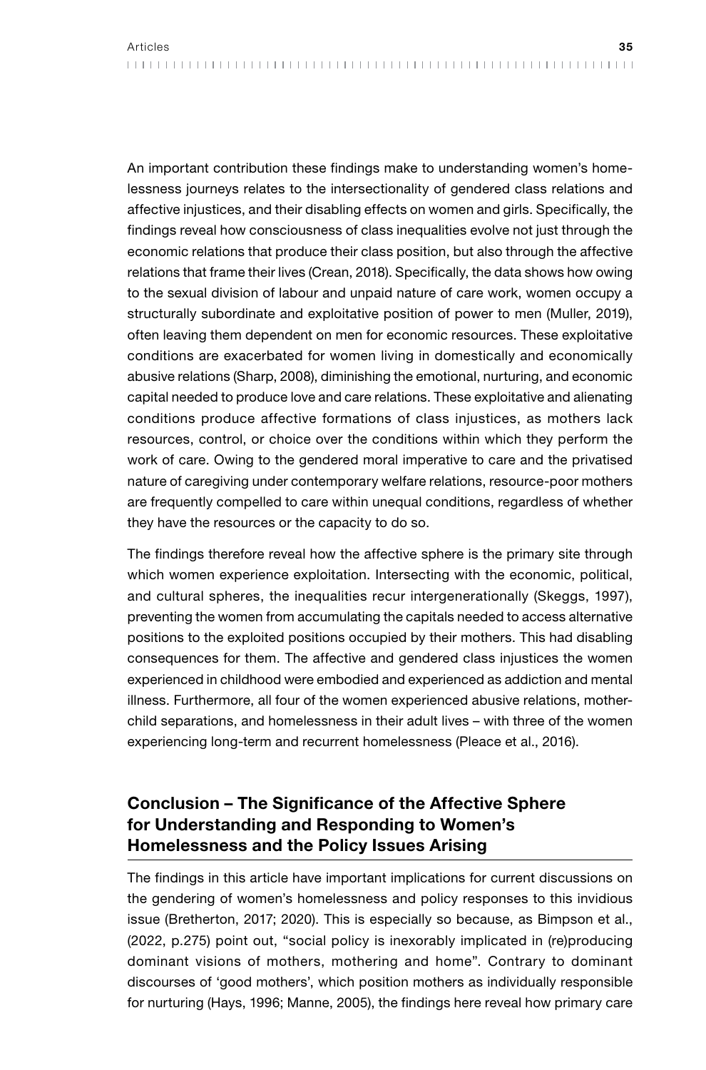An important contribution these findings make to understanding women's homelessness journeys relates to the intersectionality of gendered class relations and affective injustices, and their disabling effects on women and girls. Specifically, the findings reveal how consciousness of class inequalities evolve not just through the economic relations that produce their class position, but also through the affective relations that frame their lives (Crean, 2018). Specifically, the data shows how owing to the sexual division of labour and unpaid nature of care work, women occupy a structurally subordinate and exploitative position of power to men (Muller, 2019), often leaving them dependent on men for economic resources. These exploitative conditions are exacerbated for women living in domestically and economically abusive relations (Sharp, 2008), diminishing the emotional, nurturing, and economic capital needed to produce love and care relations. These exploitative and alienating conditions produce affective formations of class injustices, as mothers lack resources, control, or choice over the conditions within which they perform the work of care. Owing to the gendered moral imperative to care and the privatised nature of caregiving under contemporary welfare relations, resource-poor mothers are frequently compelled to care within unequal conditions, regardless of whether they have the resources or the capacity to do so.

The findings therefore reveal how the affective sphere is the primary site through which women experience exploitation. Intersecting with the economic, political, and cultural spheres, the inequalities recur intergenerationally (Skeggs, 1997), preventing the women from accumulating the capitals needed to access alternative positions to the exploited positions occupied by their mothers. This had disabling consequences for them. The affective and gendered class injustices the women experienced in childhood were embodied and experienced as addiction and mental illness. Furthermore, all four of the women experienced abusive relations, mother-child separations, and homelessness in their adult lives – with three of the women experiencing long-term and recurrent homelessness (Pleace et al., 2016).

## Conclusion – The Significance of the Affective Sphere for Understanding and Responding to Women's Homelessness and the Policy Issues Arising

The findings in this article have important implications for current discussions on the gendering of women's homelessness and policy responses to this invidious issue (Bretherton, 2017; 2020). This is especially so because, as Bimpson et al., (2022, p.275) point out, "social policy is inexorably implicated in (re)producing dominant visions of mothers, mothering and home". Contrary to dominant discourses of 'good mothers', which position mothers as individually responsible for nurturing (Hays, 1996; Manne, 2005), the findings here reveal how primary care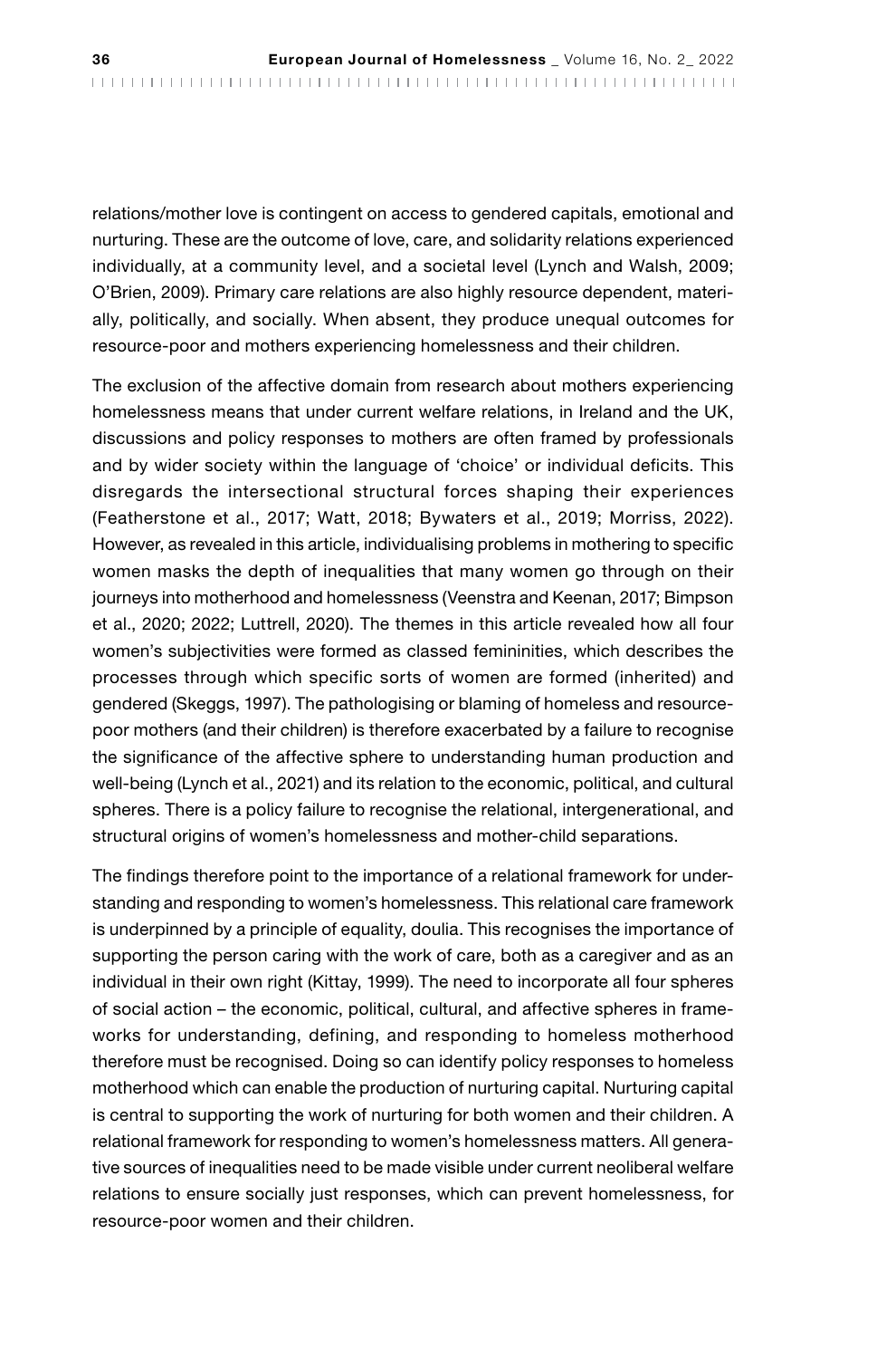relations/mother love is contingent on access to gendered capitals, emotional and nurturing. These are the outcome of love, care, and solidarity relations experienced individually, at a community level, and a societal level (Lynch and Walsh, 2009; O'Brien, 2009). Primary care relations are also highly resource dependent, materially, politically, and socially. When absent, they produce unequal outcomes for resource-poor and mothers experiencing homelessness and their children.

The exclusion of the affective domain from research about mothers experiencing homelessness means that under current welfare relations, in Ireland and the UK, discussions and policy responses to mothers are often framed by professionals and by wider society within the language of 'choice' or individual deficits. This disregards the intersectional structural forces shaping their experiences (Featherstone et al., 2017; Watt, 2018; Bywaters et al., 2019; Morriss, 2022). However, as revealed in this article, individualising problems in mothering to specific women masks the depth of inequalities that many women go through on their journeys into motherhood and homelessness (Veenstra and Keenan, 2017; Bimpson et al., 2020; 2022; Luttrell, 2020). The themes in this article revealed how all four women's subjectivities were formed as classed femininities, which describes the processes through which specific sorts of women are formed (inherited) and gendered (Skeggs, 1997). The pathologising or blaming of homeless and resource-poor mothers (and their children) is therefore exacerbated by a failure to recognise the significance of the affective sphere to understanding human production and well-being (Lynch et al., 2021) and its relation to the economic, political, and cultural spheres. There is a policy failure to recognise the relational, intergenerational, and structural origins of women's homelessness and mother-child separations.

The findings therefore point to the importance of a relational framework for understanding and responding to women's homelessness. This relational care framework is underpinned by a principle of equality, doulia. This recognises the importance of supporting the person caring with the work of care, both as a caregiver and as an individual in their own right (Kittay, 1999). The need to incorporate all four spheres of social action – the economic, political, cultural, and affective spheres in frameworks for understanding, defining, and responding to homeless motherhood therefore must be recognised. Doing so can identify policy responses to homeless motherhood which can enable the production of nurturing capital. Nurturing capital is central to supporting the work of nurturing for both women and their children. A relational framework for responding to women's homelessness matters. All generative sources of inequalities need to be made visible under current neoliberal welfare relations to ensure socially just responses, which can prevent homelessness, for resource-poor women and their children.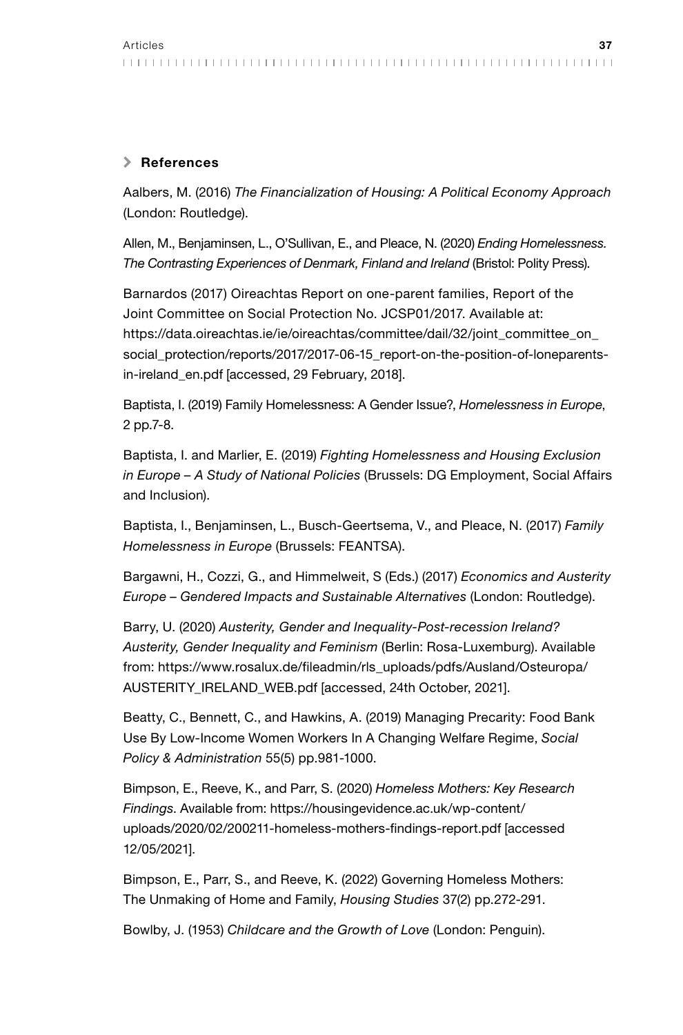## References

Aalbers, M. (2016) *The Financialization of Housing: A Political Economy Approach* (London: Routledge).

Allen, M., Benjaminsen, L., O'Sullivan, E., and Pleace, N. (2020) *Ending Homelessness. The Contrasting Experiences of Denmark, Finland and Ireland* (Bristol: Polity Press).

Barnardos (2017) Oireachtas Report on one-parent families, Report of the Joint Committee on Social Protection No. JCSP01/2017. Available at: https://data.oireachtas.ie/ie/oireachtas/committee/dail/32/joint_committee_on_social_protection/reports/2017/2017-06-15_report-on-the-position-of-loneparents-in-ireland_en.pdf [accessed, 29 February, 2018].

Baptista, I. (2019) Family Homelessness: A Gender Issue?, *Homelessness in Europe*, 2 pp.7-8.

Baptista, I. and Marlier, E. (2019) *Fighting Homelessness and Housing Exclusion in Europe – A Study of National Policies* (Brussels: DG Employment, Social Affairs and Inclusion).

Baptista, I., Benjaminsen, L., Busch-Geertsema, V., and Pleace, N. (2017) *Family Homelessness in Europe* (Brussels: FEANTSA).

Bargawni, H., Cozzi, G., and Himmelweit, S (Eds.) (2017) *Economics and Austerity Europe – Gendered Impacts and Sustainable Alternatives* (London: Routledge).

Barry, U. (2020) *Austerity, Gender and Inequality-Post-recession Ireland? Austerity, Gender Inequality and Feminism* (Berlin: Rosa-Luxemburg). Available from: https://www.rosalux.de/fileadmin/rls_uploads/pdfs/Ausland/Osteuropa/AUSTERITY_IRELAND_WEB.pdf [accessed, 24th October, 2021].

Beatty, C., Bennett, C., and Hawkins, A. (2019) Managing Precarity: Food Bank Use By Low-Income Women Workers In A Changing Welfare Regime, *Social Policy & Administration* 55(5) pp.981-1000.

Bimpson, E., Reeve, K., and Parr, S. (2020) *Homeless Mothers: Key Research Findings*. Available from: https://housingevidence.ac.uk/wp-content/uploads/2020/02/200211-homeless-mothers-findings-report.pdf [accessed 12/05/2021].

Bimpson, E., Parr, S., and Reeve, K. (2022) Governing Homeless Mothers: The Unmaking of Home and Family, *Housing Studies* 37(2) pp.272-291.

Bowlby, J. (1953) *Childcare and the Growth of Love* (London: Penguin).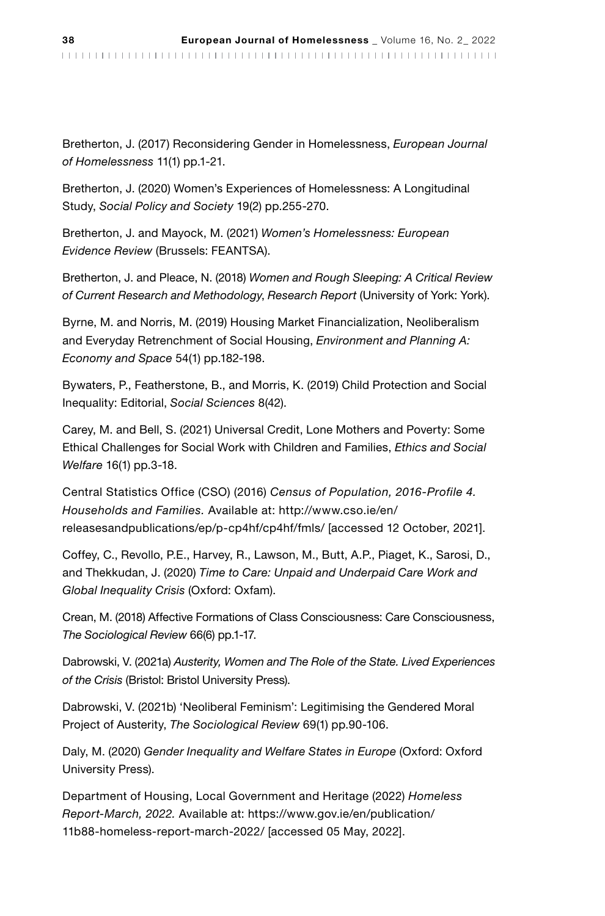Bretherton, J. (2017) Reconsidering Gender in Homelessness, *European Journal of Homelessness* 11(1) pp.1-21.

Bretherton, J. (2020) Women's Experiences of Homelessness: A Longitudinal Study, *Social Policy and Society* 19(2) pp.255-270.

Bretherton, J. and Mayock, M. (2021) *Women's Homelessness: European Evidence Review* (Brussels: FEANTSA).

Bretherton, J. and Pleace, N. (2018) *Women and Rough Sleeping: A Critical Review of Current Research and Methodology*, *Research Report* (University of York: York).

Byrne, M. and Norris, M. (2019) Housing Market Financialization, Neoliberalism and Everyday Retrenchment of Social Housing, *Environment and Planning A: Economy and Space* 54(1) pp.182-198.

Bywaters, P., Featherstone, B., and Morris, K. (2019) Child Protection and Social Inequality: Editorial, *Social Sciences* 8(42).

Carey, M. and Bell, S. (2021) Universal Credit, Lone Mothers and Poverty: Some Ethical Challenges for Social Work with Children and Families, *Ethics and Social Welfare* 16(1) pp.3-18.

Central Statistics Office (CSO) (2016) *Census of Population, 2016-Profile 4. Households and Families.* Available at: http://www.cso.ie/en/releasesandpublications/ep/p-cp4hf/cp4hf/fmls/ [accessed 12 October, 2021].

Coffey, C., Revollo, P.E., Harvey, R., Lawson, M., Butt, A.P., Piaget, K., Sarosi, D., and Thekkudan, J. (2020) *Time to Care: Unpaid and Underpaid Care Work and Global Inequality Crisis* (Oxford: Oxfam).

Crean, M. (2018) Affective Formations of Class Consciousness: Care Consciousness, *The Sociological Review* 66(6) pp.1-17.

Dabrowski, V. (2021a) *Austerity, Women and The Role of the State. Lived Experiences of the Crisis* (Bristol: Bristol University Press).

Dabrowski, V. (2021b) 'Neoliberal Feminism': Legitimising the Gendered Moral Project of Austerity, *The Sociological Review* 69(1) pp.90-106.

Daly, M. (2020) *Gender Inequality and Welfare States in Europe* (Oxford: Oxford University Press).

Department of Housing, Local Government and Heritage (2022) *Homeless Report-March, 2022.* Available at: https://www.gov.ie/en/publication/11b88-homeless-report-march-2022/ [accessed 05 May, 2022].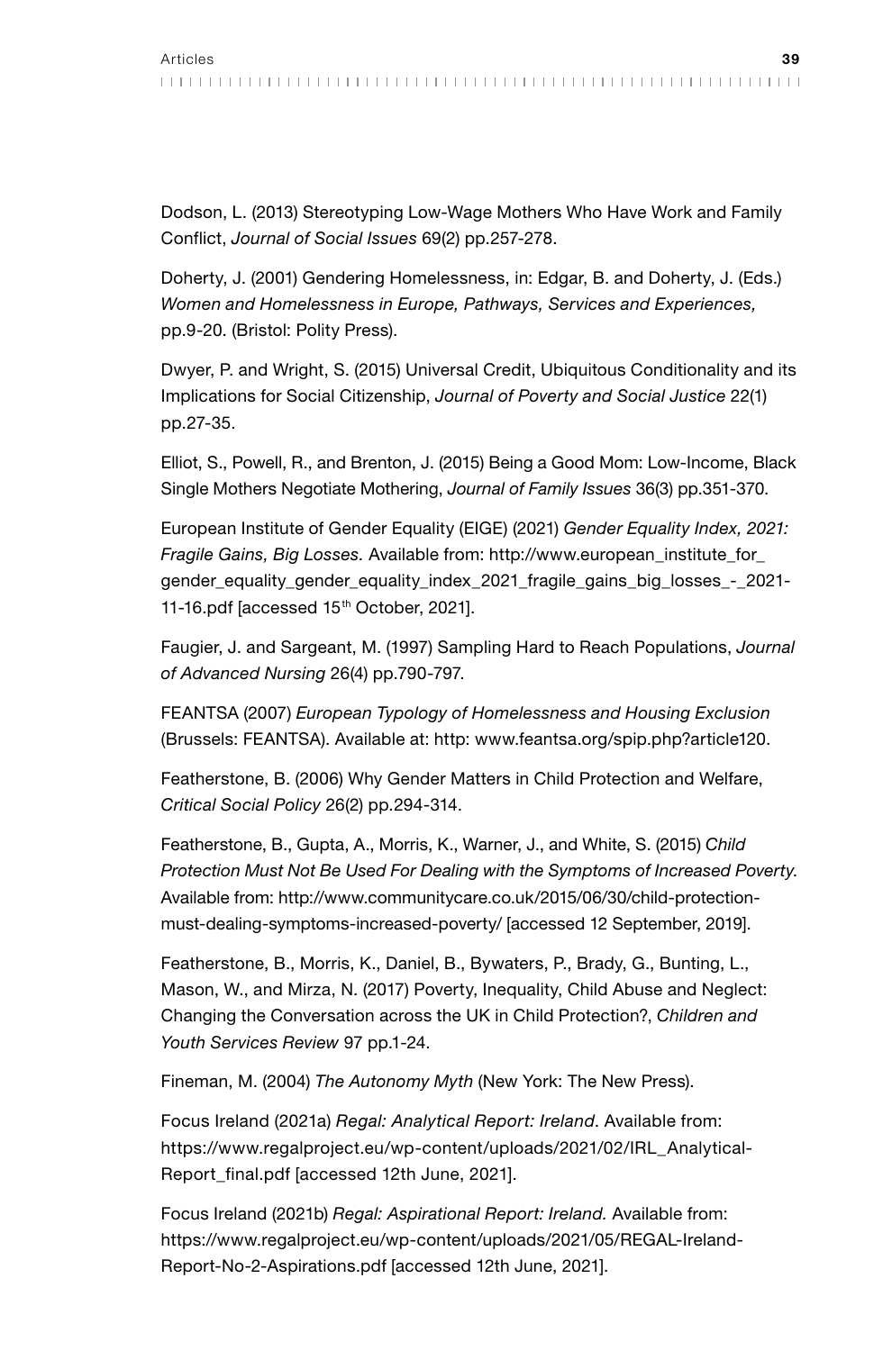Dodson, L. (2013) Stereotyping Low-Wage Mothers Who Have Work and Family Conflict, *Journal of Social Issues* 69(2) pp.257-278.

Doherty, J. (2001) Gendering Homelessness, in: Edgar, B. and Doherty, J. (Eds.) *Women and Homelessness in Europe, Pathways, Services and Experiences,* pp.9-20. (Bristol: Polity Press).

Dwyer, P. and Wright, S. (2015) Universal Credit, Ubiquitous Conditionality and its Implications for Social Citizenship, *Journal of Poverty and Social Justice* 22(1) pp.27-35.

Elliot, S., Powell, R., and Brenton, J. (2015) Being a Good Mom: Low-Income, Black Single Mothers Negotiate Mothering, *Journal of Family Issues* 36(3) pp.351-370.

European Institute of Gender Equality (EIGE) (2021) *Gender Equality Index, 2021: Fragile Gains, Big Losses.* Available from: http://www.european_institute_for_gender_equality_gender_equality_index_2021_fragile_gains_big_losses_-_2021-11-16.pdf [accessed 15th October, 2021].

Faugier, J. and Sargeant, M. (1997) Sampling Hard to Reach Populations, *Journal of Advanced Nursing* 26(4) pp.790-797.

FEANTSA (2007) *European Typology of Homelessness and Housing Exclusion* (Brussels: FEANTSA). Available at: http: www.feantsa.org/spip.php?article120.

Featherstone, B. (2006) Why Gender Matters in Child Protection and Welfare, *Critical Social Policy* 26(2) pp.294-314.

Featherstone, B., Gupta, A., Morris, K., Warner, J., and White, S. (2015) *Child Protection Must Not Be Used For Dealing with the Symptoms of Increased Poverty*. Available from: http://www.communitycare.co.uk/2015/06/30/child-protection-must-dealing-symptoms-increased-poverty/ [accessed 12 September, 2019].

Featherstone, B., Morris, K., Daniel, B., Bywaters, P., Brady, G., Bunting, L., Mason, W., and Mirza, N. (2017) Poverty, Inequality, Child Abuse and Neglect: Changing the Conversation across the UK in Child Protection?, *Children and Youth Services Review* 97 pp.1-24.

Fineman, M. (2004) *The Autonomy Myth* (New York: The New Press).

Focus Ireland (2021a) *Regal: Analytical Report: Ireland*. Available from: https://www.regalproject.eu/wp-content/uploads/2021/02/IRL_Analytical-Report_final.pdf [accessed 12th June, 2021].

Focus Ireland (2021b) *Regal: Aspirational Report: Ireland.* Available from: https://www.regalproject.eu/wp-content/uploads/2021/05/REGAL-Ireland-Report-No-2-Aspirations.pdf [accessed 12th June, 2021].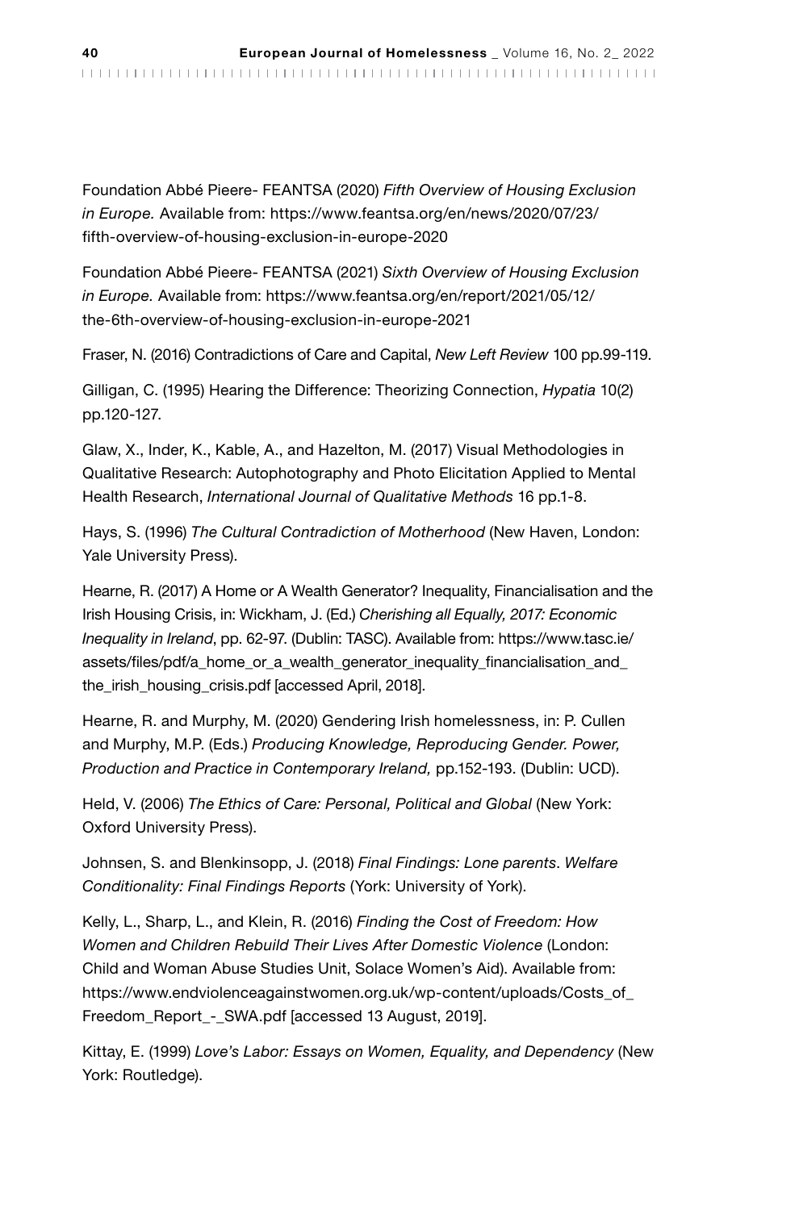Foundation Abbé Pieere- FEANTSA (2020) *Fifth Overview of Housing Exclusion in Europe.* Available from: https://www.feantsa.org/en/news/2020/07/23/fifth-overview-of-housing-exclusion-in-europe-2020

Foundation Abbé Pieere- FEANTSA (2021) *Sixth Overview of Housing Exclusion in Europe.* Available from: https://www.feantsa.org/en/report/2021/05/12/the-6th-overview-of-housing-exclusion-in-europe-2021

Fraser, N. (2016) Contradictions of Care and Capital, *New Left Review* 100 pp.99-119.

Gilligan, C. (1995) Hearing the Difference: Theorizing Connection, *Hypatia* 10(2) pp.120-127.

Glaw, X., Inder, K., Kable, A., and Hazelton, M. (2017) Visual Methodologies in Qualitative Research: Autophotography and Photo Elicitation Applied to Mental Health Research, *International Journal of Qualitative Methods* 16 pp.1-8.

Hays, S. (1996) *The Cultural Contradiction of Motherhood* (New Haven, London: Yale University Press).

Hearne, R. (2017) A Home or A Wealth Generator? Inequality, Financialisation and the Irish Housing Crisis, in: Wickham, J. (Ed.) *Cherishing all Equally, 2017: Economic Inequality in Ireland*, pp. 62-97. (Dublin: TASC). Available from: https://www.tasc.ie/assets/files/pdf/a_home_or_a_wealth_generator_inequality_financialisation_and_the_irish_housing_crisis.pdf [accessed April, 2018].

Hearne, R. and Murphy, M. (2020) Gendering Irish homelessness, in: P. Cullen and Murphy, M.P. (Eds.) *Producing Knowledge, Reproducing Gender. Power, Production and Practice in Contemporary Ireland,* pp.152-193. (Dublin: UCD).

Held, V. (2006) *The Ethics of Care: Personal, Political and Global* (New York: Oxford University Press).

Johnsen, S. and Blenkinsopp, J. (2018) *Final Findings: Lone parents*. *Welfare Conditionality: Final Findings Reports* (York: University of York).

Kelly, L., Sharp, L., and Klein, R. (2016) *Finding the Cost of Freedom: How Women and Children Rebuild Their Lives After Domestic Violence* (London: Child and Woman Abuse Studies Unit, Solace Women's Aid). Available from: https://www.endviolenceagainstwomen.org.uk/wp-content/uploads/Costs_of_Freedom_Report_-_SWA.pdf [accessed 13 August, 2019].

Kittay, E. (1999) *Love's Labor: Essays on Women, Equality, and Dependency* (New York: Routledge).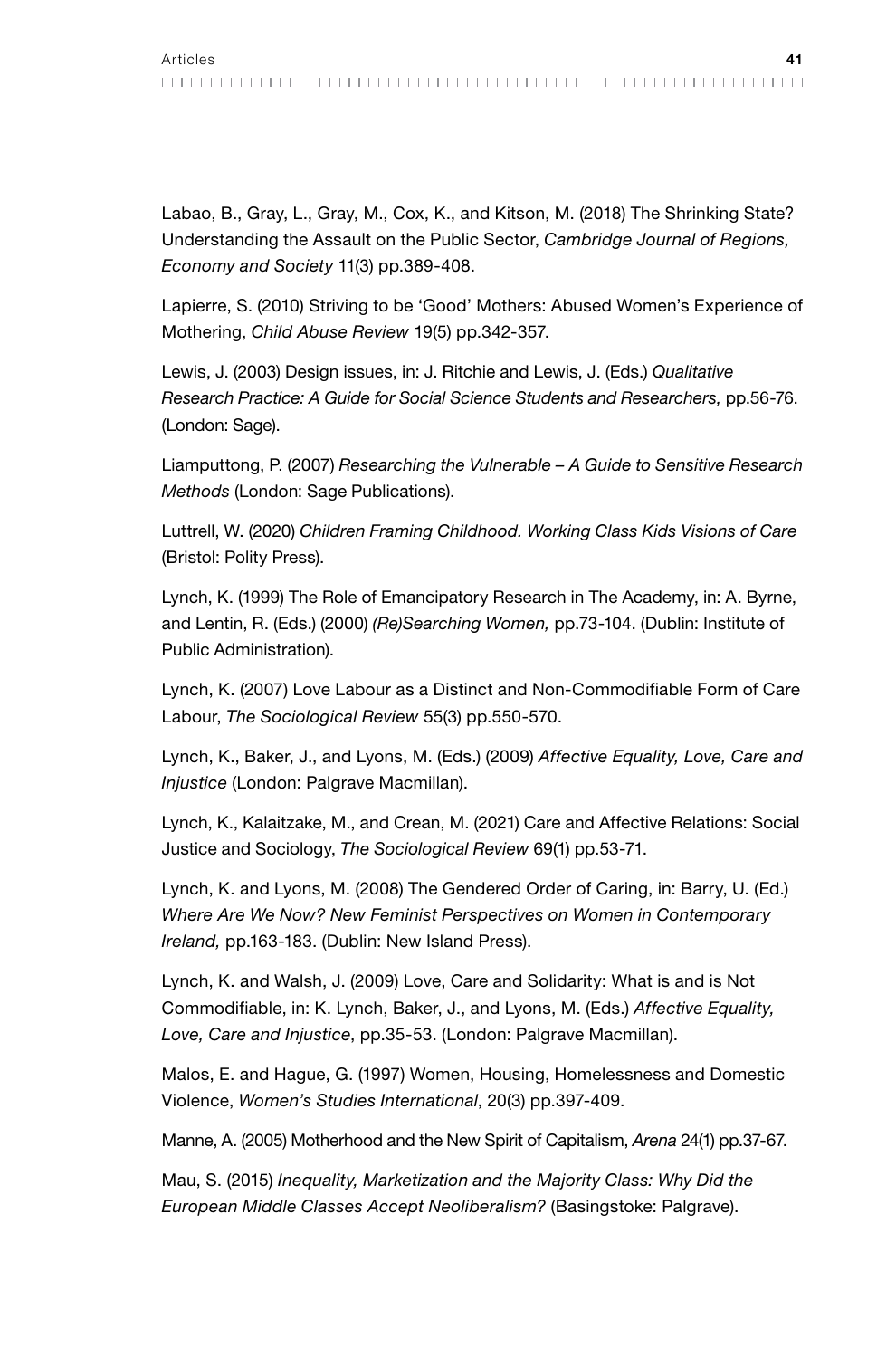Labao, B., Gray, L., Gray, M., Cox, K., and Kitson, M. (2018) The Shrinking State? Understanding the Assault on the Public Sector, *Cambridge Journal of Regions, Economy and Society* 11(3) pp.389-408.

Lapierre, S. (2010) Striving to be 'Good' Mothers: Abused Women's Experience of Mothering, *Child Abuse Review* 19(5) pp.342-357.

Lewis, J. (2003) Design issues, in: J. Ritchie and Lewis, J. (Eds.) *Qualitative Research Practice: A Guide for Social Science Students and Researchers,* pp.56-76. (London: Sage).

Liamputtong, P. (2007) *Researching the Vulnerable – A Guide to Sensitive Research Methods* (London: Sage Publications).

Luttrell, W. (2020) *Children Framing Childhood. Working Class Kids Visions of Care* (Bristol: Polity Press).

Lynch, K. (1999) The Role of Emancipatory Research in The Academy, in: A. Byrne, and Lentin, R. (Eds.) (2000) *(Re)Searching Women,* pp.73-104. (Dublin: Institute of Public Administration).

Lynch, K. (2007) Love Labour as a Distinct and Non-Commodifiable Form of Care Labour, *The Sociological Review* 55(3) pp.550-570.

Lynch, K., Baker, J., and Lyons, M. (Eds.) (2009) *Affective Equality, Love, Care and Injustice* (London: Palgrave Macmillan).

Lynch, K., Kalaitzake, M., and Crean, M. (2021) Care and Affective Relations: Social Justice and Sociology, *The Sociological Review* 69(1) pp.53-71.

Lynch, K. and Lyons, M. (2008) The Gendered Order of Caring, in: Barry, U. (Ed.) *Where Are We Now? New Feminist Perspectives on Women in Contemporary Ireland,* pp.163-183. (Dublin: New Island Press).

Lynch, K. and Walsh, J. (2009) Love, Care and Solidarity: What is and is Not Commodifiable, in: K. Lynch, Baker, J., and Lyons, M. (Eds.) *Affective Equality, Love, Care and Injustice*, pp.35-53. (London: Palgrave Macmillan).

Malos, E. and Hague, G. (1997) Women, Housing, Homelessness and Domestic Violence, *Women's Studies International*, 20(3) pp.397-409.

Manne, A. (2005) Motherhood and the New Spirit of Capitalism, *Arena* 24(1) pp.37-67.

Mau, S. (2015) *Inequality, Marketization and the Majority Class: Why Did the European Middle Classes Accept Neoliberalism?* (Basingstoke: Palgrave).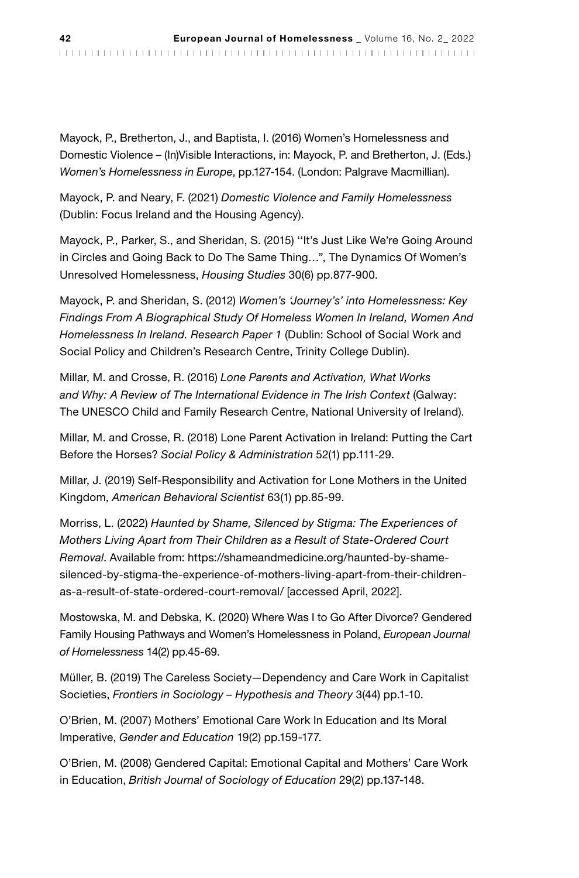Mayock, P., Bretherton, J., and Baptista, I. (2016) Women's Homelessness and Domestic Violence – (In)Visible Interactions, in: Mayock, P. and Bretherton, J. (Eds.) *Women's Homelessness in Europe*, pp.127-154. (London: Palgrave Macmillian).

Mayock, P. and Neary, F. (2021) *Domestic Violence and Family Homelessness* (Dublin: Focus Ireland and the Housing Agency).

Mayock, P., Parker, S., and Sheridan, S. (2015) ''It's Just Like We're Going Around in Circles and Going Back to Do The Same Thing…", The Dynamics Of Women's Unresolved Homelessness, *Housing Studies* 30(6) pp.877-900.

Mayock, P. and Sheridan, S. (2012) *Women's 'Journey's' into Homelessness: Key Findings From A Biographical Study Of Homeless Women In Ireland, Women And Homelessness In Ireland. Research Paper 1* (Dublin: School of Social Work and Social Policy and Children's Research Centre, Trinity College Dublin).

Millar, M. and Crosse, R. (2016) *Lone Parents and Activation, What Works and Why: A Review of The International Evidence in The Irish Context* (Galway: The UNESCO Child and Family Research Centre, National University of Ireland).

Millar, M. and Crosse, R. (2018) Lone Parent Activation in Ireland: Putting the Cart Before the Horses? *Social Policy & Administration* 52(1) pp.111-29.

Millar, J. (2019) Self-Responsibility and Activation for Lone Mothers in the United Kingdom, *American Behavioral Scientist* 63(1) pp.85-99.

Morriss, L. (2022) *Haunted by Shame, Silenced by Stigma: The Experiences of Mothers Living Apart from Their Children as a Result of State-Ordered Court Removal*. Available from: https://shameandmedicine.org/haunted-by-shame-silenced-by-stigma-the-experience-of-mothers-living-apart-from-their-children-as-a-result-of-state-ordered-court-removal/ [accessed April, 2022].

Mostowska, M. and Debska, K. (2020) Where Was I to Go After Divorce? Gendered Family Housing Pathways and Women's Homelessness in Poland, *European Journal of Homelessness* 14(2) pp.45-69.

Müller, B. (2019) The Careless Society—Dependency and Care Work in Capitalist Societies, *Frontiers in Sociology – Hypothesis and Theory* 3(44) pp.1-10.

O'Brien, M. (2007) Mothers' Emotional Care Work In Education and Its Moral Imperative, *Gender and Education* 19(2) pp.159-177.

O'Brien, M. (2008) Gendered Capital: Emotional Capital and Mothers' Care Work in Education, *British Journal of Sociology of Education* 29(2) pp.137-148.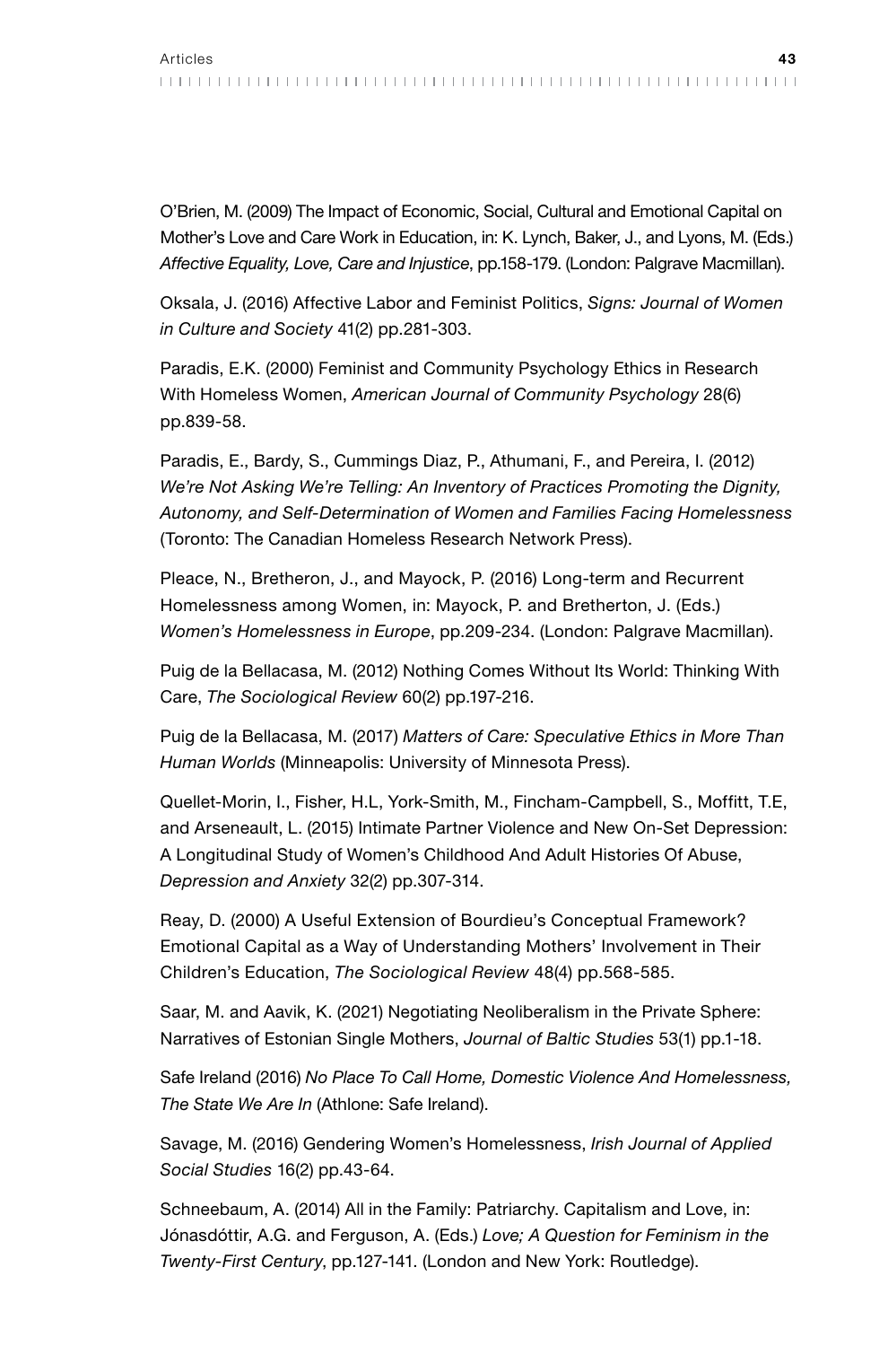O'Brien, M. (2009) The Impact of Economic, Social, Cultural and Emotional Capital on Mother's Love and Care Work in Education, in: K. Lynch, Baker, J., and Lyons, M. (Eds.) *Affective Equality, Love, Care and Injustice*, pp.158-179. (London: Palgrave Macmillan).

Oksala, J. (2016) Affective Labor and Feminist Politics, *Signs: Journal of Women in Culture and Society* 41(2) pp.281-303.

Paradis, E.K. (2000) Feminist and Community Psychology Ethics in Research With Homeless Women, *American Journal of Community Psychology* 28(6) pp.839-58.

Paradis, E., Bardy, S., Cummings Diaz, P., Athumani, F., and Pereira, I. (2012) *We're Not Asking We're Telling: An Inventory of Practices Promoting the Dignity, Autonomy, and Self-Determination of Women and Families Facing Homelessness* (Toronto: The Canadian Homeless Research Network Press).

Pleace, N., Bretheron, J., and Mayock, P. (2016) Long-term and Recurrent Homelessness among Women, in: Mayock, P. and Bretherton, J. (Eds.) *Women's Homelessness in Europe*, pp.209-234. (London: Palgrave Macmillan).

Puig de la Bellacasa, M. (2012) Nothing Comes Without Its World: Thinking With Care, *The Sociological Review* 60(2) pp.197-216.

Puig de la Bellacasa, M. (2017) *Matters of Care: Speculative Ethics in More Than Human Worlds* (Minneapolis: University of Minnesota Press).

Quellet-Morin, I., Fisher, H.L, York-Smith, M., Fincham-Campbell, S., Moffitt, T.E, and Arseneault, L. (2015) Intimate Partner Violence and New On-Set Depression: A Longitudinal Study of Women's Childhood And Adult Histories Of Abuse, *Depression and Anxiety* 32(2) pp.307-314.

Reay, D. (2000) A Useful Extension of Bourdieu's Conceptual Framework? Emotional Capital as a Way of Understanding Mothers' Involvement in Their Children's Education, *The Sociological Review* 48(4) pp.568-585.

Saar, M. and Aavik, K. (2021) Negotiating Neoliberalism in the Private Sphere: Narratives of Estonian Single Mothers, *Journal of Baltic Studies* 53(1) pp.1-18.

Safe Ireland (2016) *No Place To Call Home, Domestic Violence And Homelessness, The State We Are In* (Athlone: Safe Ireland).

Savage, M. (2016) Gendering Women's Homelessness, *Irish Journal of Applied Social Studies* 16(2) pp.43-64.

Schneebaum, A. (2014) All in the Family: Patriarchy. Capitalism and Love, in: Jónasdóttir, A.G. and Ferguson, A. (Eds.) *Love; A Question for Feminism in the Twenty-First Century*, pp.127-141. (London and New York: Routledge).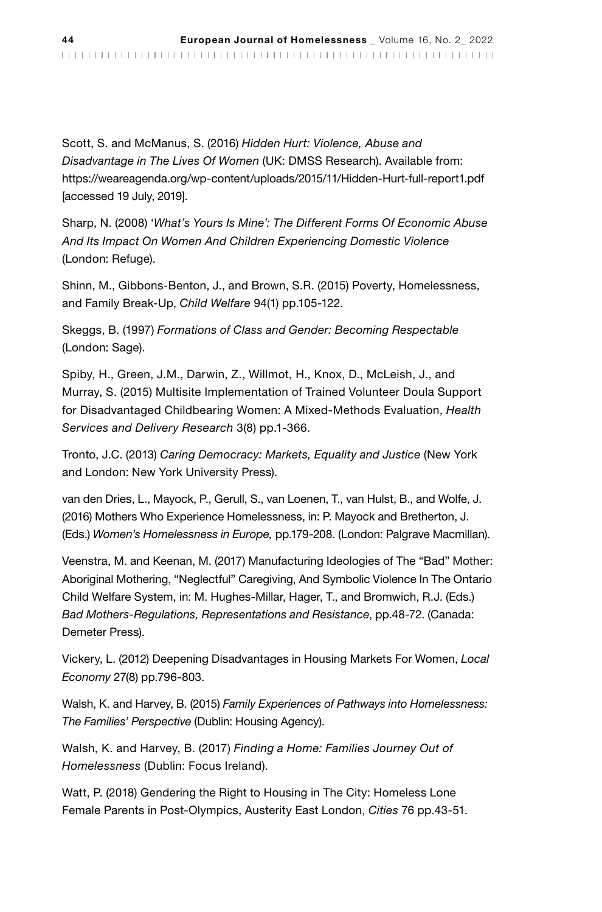Scott, S. and McManus, S. (2016) *Hidden Hurt: Violence, Abuse and Disadvantage in The Lives Of Women* (UK: DMSS Research). Available from: https://weareagenda.org/wp-content/uploads/2015/11/Hidden-Hurt-full-report1.pdf [accessed 19 July, 2019].

Sharp, N. (2008) '*What's Yours Is Mine': The Different Forms Of Economic Abuse And Its Impact On Women And Children Experiencing Domestic Violence* (London: Refuge).

Shinn, M., Gibbons-Benton, J., and Brown, S.R. (2015) Poverty, Homelessness, and Family Break-Up, *Child Welfare* 94(1) pp.105-122.

Skeggs, B. (1997) *Formations of Class and Gender: Becoming Respectable* (London: Sage).

Spiby, H., Green, J.M., Darwin, Z., Willmot, H., Knox, D., McLeish, J., and Murray, S. (2015) Multisite Implementation of Trained Volunteer Doula Support for Disadvantaged Childbearing Women: A Mixed-Methods Evaluation, *Health Services and Delivery Research* 3(8) pp.1-366.

Tronto, J.C. (2013) *Caring Democracy: Markets, Equality and Justice* (New York and London: New York University Press).

van den Dries, L., Mayock, P., Gerull, S., van Loenen, T., van Hulst, B., and Wolfe, J. (2016) Mothers Who Experience Homelessness, in: P. Mayock and Bretherton, J. (Eds.) *Women's Homelessness in Europe,* pp.179-208. (London: Palgrave Macmillan).

Veenstra, M. and Keenan, M. (2017) Manufacturing Ideologies of The "Bad" Mother: Aboriginal Mothering, "Neglectful" Caregiving, And Symbolic Violence In The Ontario Child Welfare System, in: M. Hughes-Millar, Hager, T., and Bromwich, R.J. (Eds.) *Bad Mothers-Regulations, Representations and Resistance*, pp.48-72. (Canada: Demeter Press).

Vickery, L. (2012) Deepening Disadvantages in Housing Markets For Women, *Local Economy* 27(8) pp.796-803.

Walsh, K. and Harvey, B. (2015) *Family Experiences of Pathways into Homelessness: The Families' Perspective* (Dublin: Housing Agency).

Walsh, K. and Harvey, B. (2017) *Finding a Home: Families Journey Out of Homelessness* (Dublin: Focus Ireland).

Watt, P. (2018) Gendering the Right to Housing in The City: Homeless Lone Female Parents in Post-Olympics, Austerity East London, *Cities* 76 pp.43-51.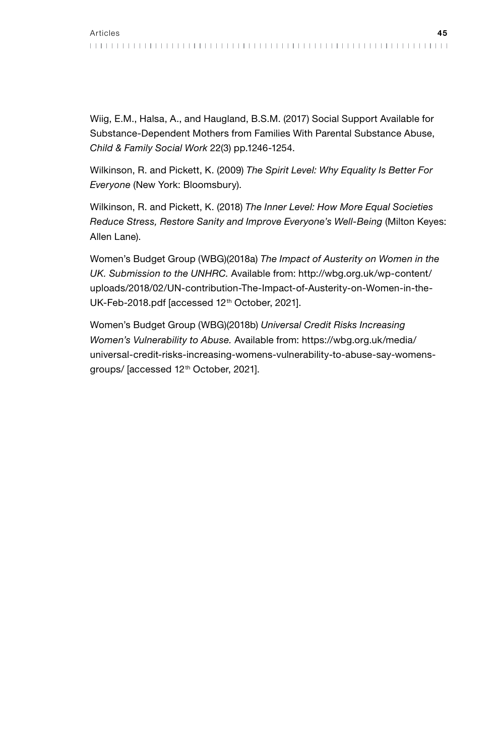Wiig, E.M., Halsa, A., and Haugland, B.S.M. (2017) Social Support Available for Substance-Dependent Mothers from Families With Parental Substance Abuse, *Child & Family Social Work* 22(3) pp.1246-1254.

Wilkinson, R. and Pickett, K. (2009) *The Spirit Level: Why Equality Is Better For Everyone* (New York: Bloomsbury).

Wilkinson, R. and Pickett, K. (2018) *The Inner Level: How More Equal Societies Reduce Stress, Restore Sanity and Improve Everyone's Well-Being* (Milton Keyes: Allen Lane).

Women's Budget Group (WBG)(2018a) *The Impact of Austerity on Women in the UK. Submission to the UNHRC.* Available from: http://wbg.org.uk/wp-content/uploads/2018/02/UN-contribution-The-Impact-of-Austerity-on-Women-in-the-UK-Feb-2018.pdf [accessed 12th October, 2021].

Women's Budget Group (WBG)(2018b) *Universal Credit Risks Increasing Women's Vulnerability to Abuse.* Available from: https://wbg.org.uk/media/universal-credit-risks-increasing-womens-vulnerability-to-abuse-say-womens-groups/ [accessed 12th October, 2021].